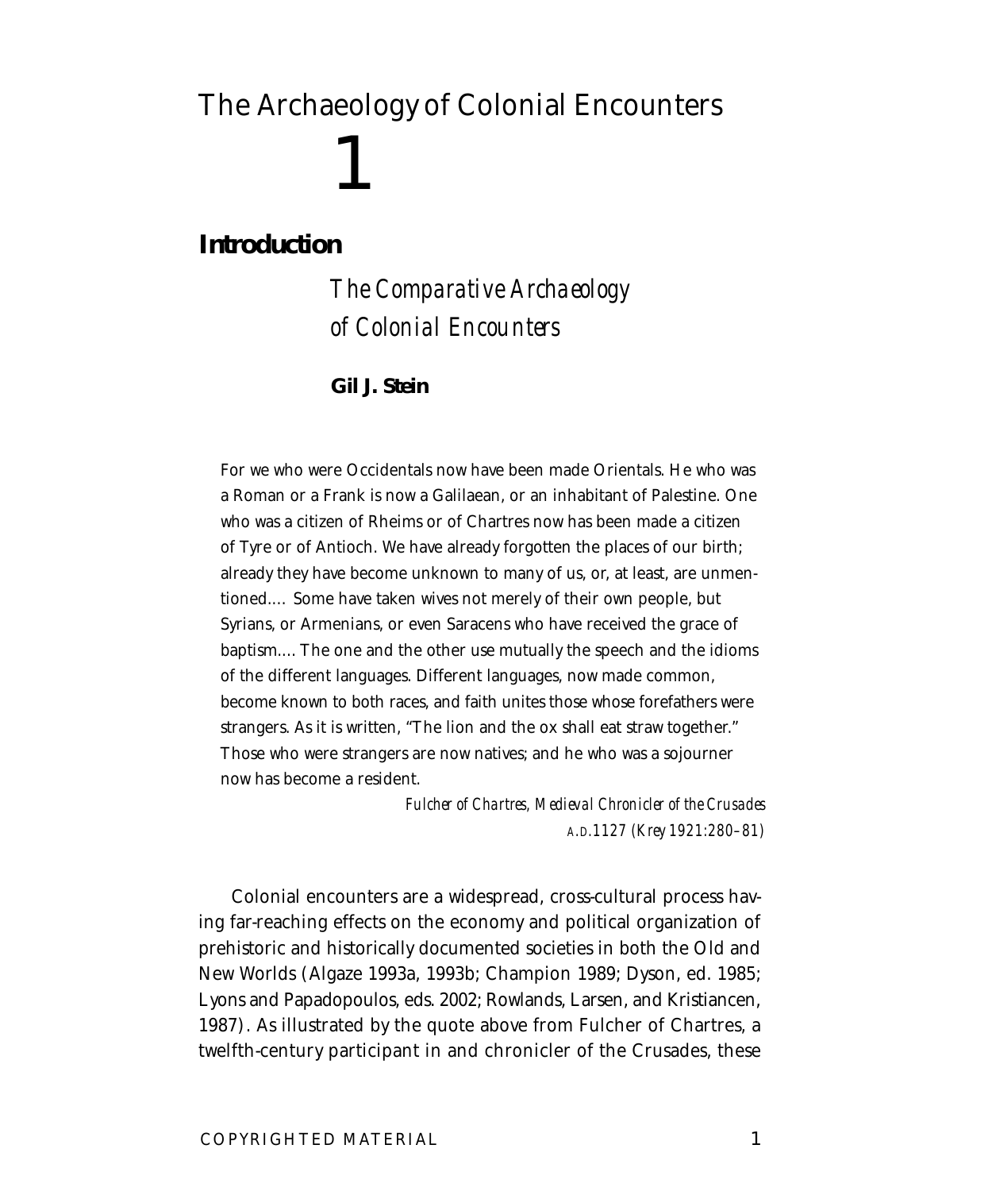# The Archaeology of Colonial Encounters

# 1

## Introduction

### *The Comparative Archaeology of Colonial Encounters*

**Gil J. Stein**

> For we who were Occidentals now have been made Orientals. He who was a Roman or a Frank is now a Galilaean, or an inhabitant of Palestine. One who was a citizen of Rheims or of Chartres now has been made a citizen of Tyre or of Antioch. We have already forgotten the places of our birth; already they have become unknown to many of us, or, at least, are unmentioned.... Some have taken wives not merely of their own people, but Syrians, or Armenians, or even Saracens who have received the grace of baptism.... The one and the other use mutually the speech and the idioms of the different languages. Different languages, now made common, become known to both races, and faith unites those whose forefathers were strangers. As it is written, "The lion and the ox shall eat straw together." Those who were strangers are now natives; and he who was a sojourner now has become a resident.
>
> *Fulcher of Chartres, Medieval Chronicler of the Crusades A.D. 1127 (Krey 1921:280–81)*

Colonial encounters are a widespread, cross-cultural process having far-reaching effects on the economy and political organization of prehistoric and historically documented societies in both the Old and New Worlds (Algaze 1993a, 1993b; Champion 1989; Dyson, ed. 1985; Lyons and Papadopoulos, eds. 2002; Rowlands, Larsen, and Kristiancen, 1987). As illustrated by the quote above from Fulcher of Chartres, a twelfth-century participant in and chronicler of the Crusades, these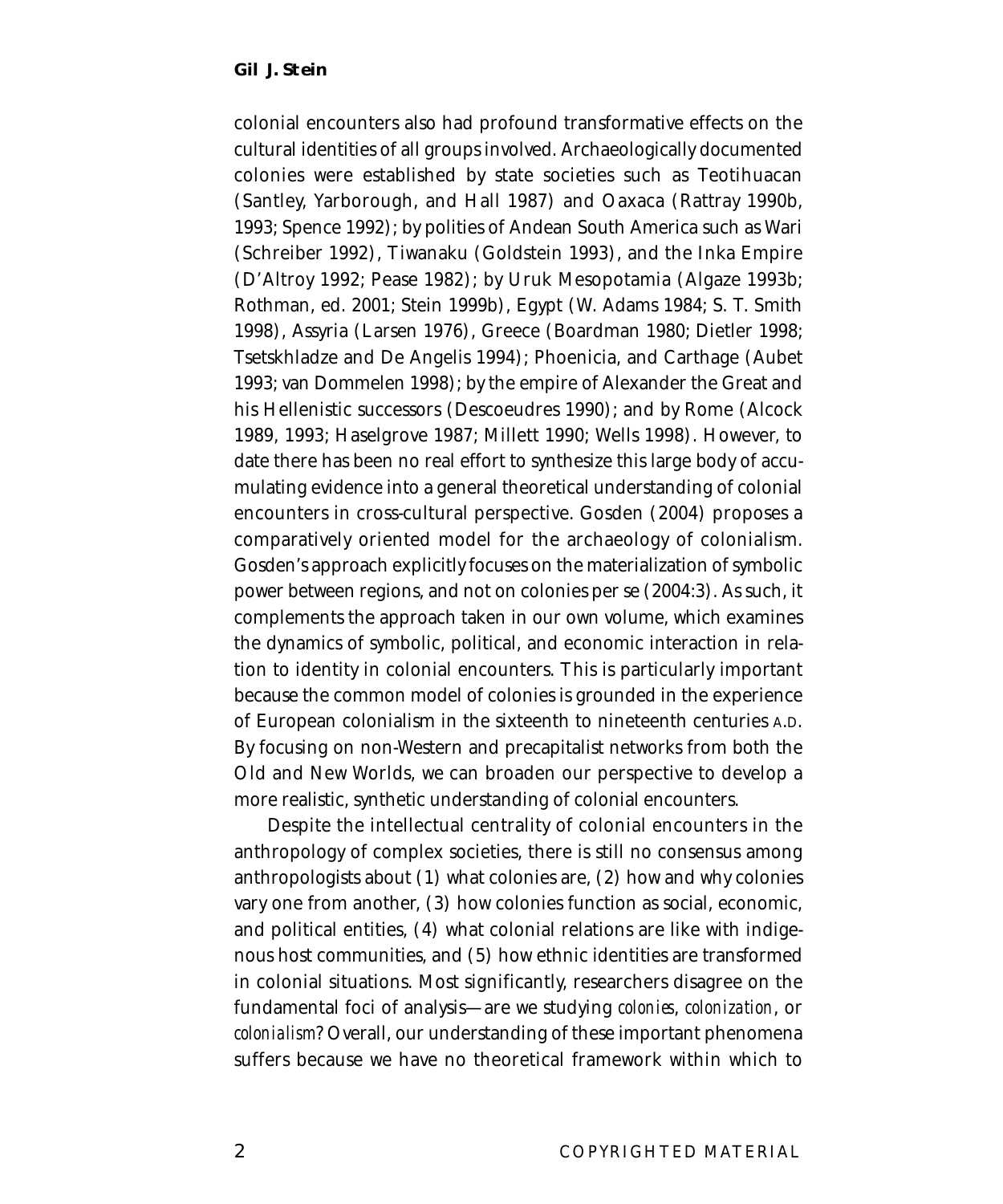colonial encounters also had profound transformative effects on the cultural identities of all groups involved. Archaeologically documented colonies were established by state societies such as Teotihuacan (Santley, Yarborough, and Hall 1987) and Oaxaca (Rattray 1990b, 1993; Spence 1992); by polities of Andean South America such as Wari (Schreiber 1992), Tiwanaku (Goldstein 1993), and the Inka Empire (D'Altroy 1992; Pease 1982); by Uruk Mesopotamia (Algaze 1993b; Rothman, ed. 2001; Stein 1999b), Egypt (W. Adams 1984; S. T. Smith 1998), Assyria (Larsen 1976), Greece (Boardman 1980; Dietler 1998; Tsetskhladze and De Angelis 1994); Phoenicia, and Carthage (Aubet 1993; van Dommelen 1998); by the empire of Alexander the Great and his Hellenistic successors (Descoeudres 1990); and by Rome (Alcock 1989, 1993; Haselgrove 1987; Millett 1990; Wells 1998). However, to date there has been no real effort to synthesize this large body of accumulating evidence into a general theoretical understanding of colonial encounters in cross-cultural perspective. Gosden (2004) proposes a comparatively oriented model for the archaeology of colonialism. Gosden's approach explicitly focuses on the materialization of symbolic power between regions, and not on colonies per se (2004:3). As such, it complements the approach taken in our own volume, which examines the dynamics of symbolic, political, and economic interaction in relation to identity in colonial encounters. This is particularly important because the common model of colonies is grounded in the experience of European colonialism in the sixteenth to nineteenth centuries A.D. By focusing on non-Western and precapitalist networks from both the Old and New Worlds, we can broaden our perspective to develop a more realistic, synthetic understanding of colonial encounters.

Despite the intellectual centrality of colonial encounters in the anthropology of complex societies, there is still no consensus among anthropologists about (1) what colonies are, (2) how and why colonies vary one from another, (3) how colonies function as social, economic, and political entities, (4) what colonial relations are like with indigenous host communities, and (5) how ethnic identities are transformed in colonial situations. Most significantly, researchers disagree on the fundamental foci of analysis—are we studying *colonies*, *colonization*, or *colonialism*? Overall, our understanding of these important phenomena suffers because we have no theoretical framework within which to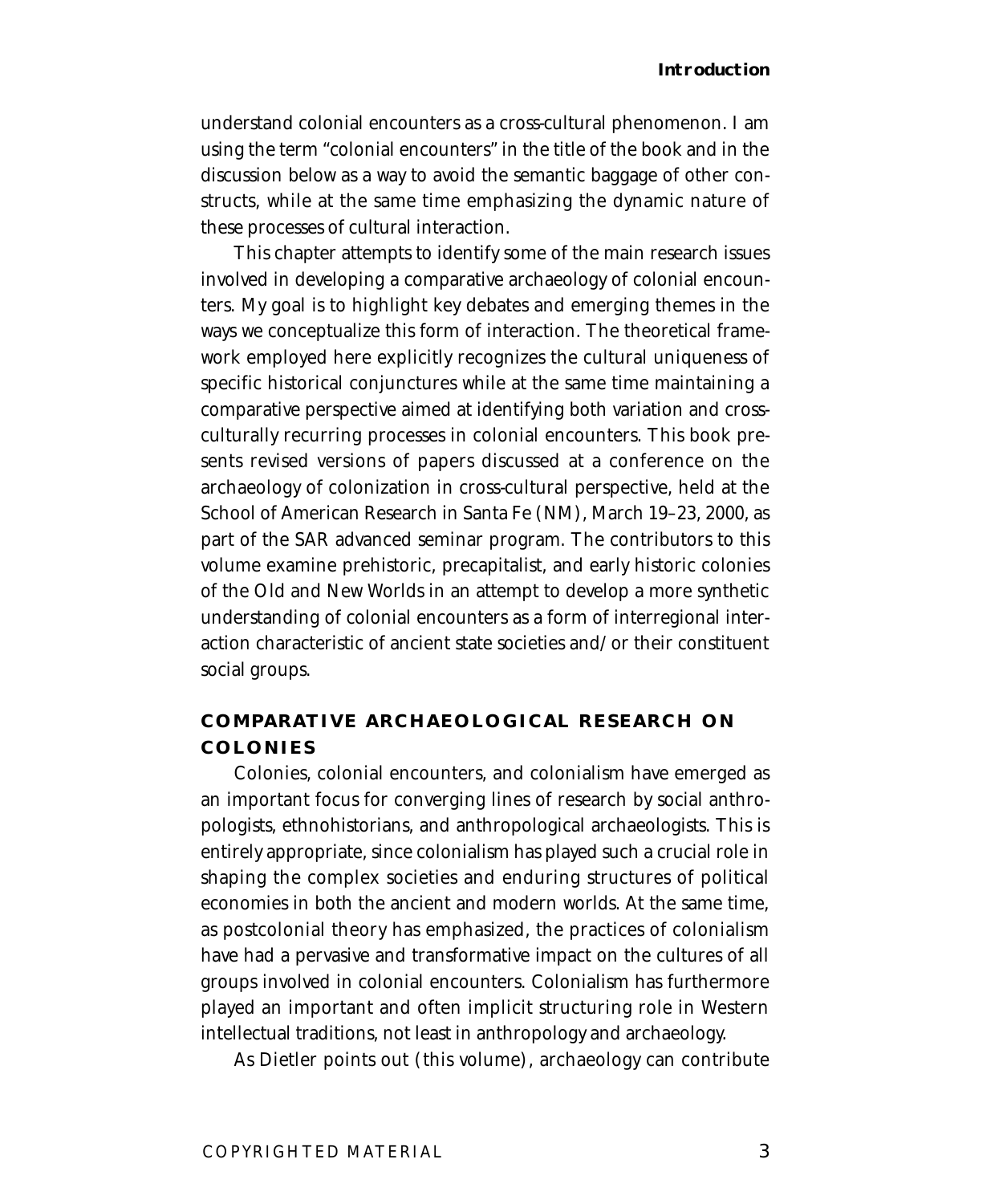understand colonial encounters as a cross-cultural phenomenon. I am using the term "colonial encounters" in the title of the book and in the discussion below as a way to avoid the semantic baggage of other constructs, while at the same time emphasizing the dynamic nature of these processes of cultural interaction.

This chapter attempts to identify some of the main research issues involved in developing a comparative archaeology of colonial encounters. My goal is to highlight key debates and emerging themes in the ways we conceptualize this form of interaction. The theoretical framework employed here explicitly recognizes the cultural uniqueness of specific historical conjunctures while at the same time maintaining a comparative perspective aimed at identifying both variation and cross-culturally recurring processes in colonial encounters. This book presents revised versions of papers discussed at a conference on the archaeology of colonization in cross-cultural perspective, held at the School of American Research in Santa Fe (NM), March 19–23, 2000, as part of the SAR advanced seminar program. The contributors to this volume examine prehistoric, precapitalist, and early historic colonies of the Old and New Worlds in an attempt to develop a more synthetic understanding of colonial encounters as a form of interregional interaction characteristic of ancient state societies and/or their constituent social groups.

## COMPARATIVE ARCHAEOLOGICAL RESEARCH ON COLONIES

Colonies, colonial encounters, and colonialism have emerged as an important focus for converging lines of research by social anthropologists, ethnohistorians, and anthropological archaeologists. This is entirely appropriate, since colonialism has played such a crucial role in shaping the complex societies and enduring structures of political economies in both the ancient and modern worlds. At the same time, as postcolonial theory has emphasized, the practices of colonialism have had a pervasive and transformative impact on the cultures of all groups involved in colonial encounters. Colonialism has furthermore played an important and often implicit structuring role in Western intellectual traditions, not least in anthropology and archaeology.

As Dietler points out (this volume), archaeology can contribute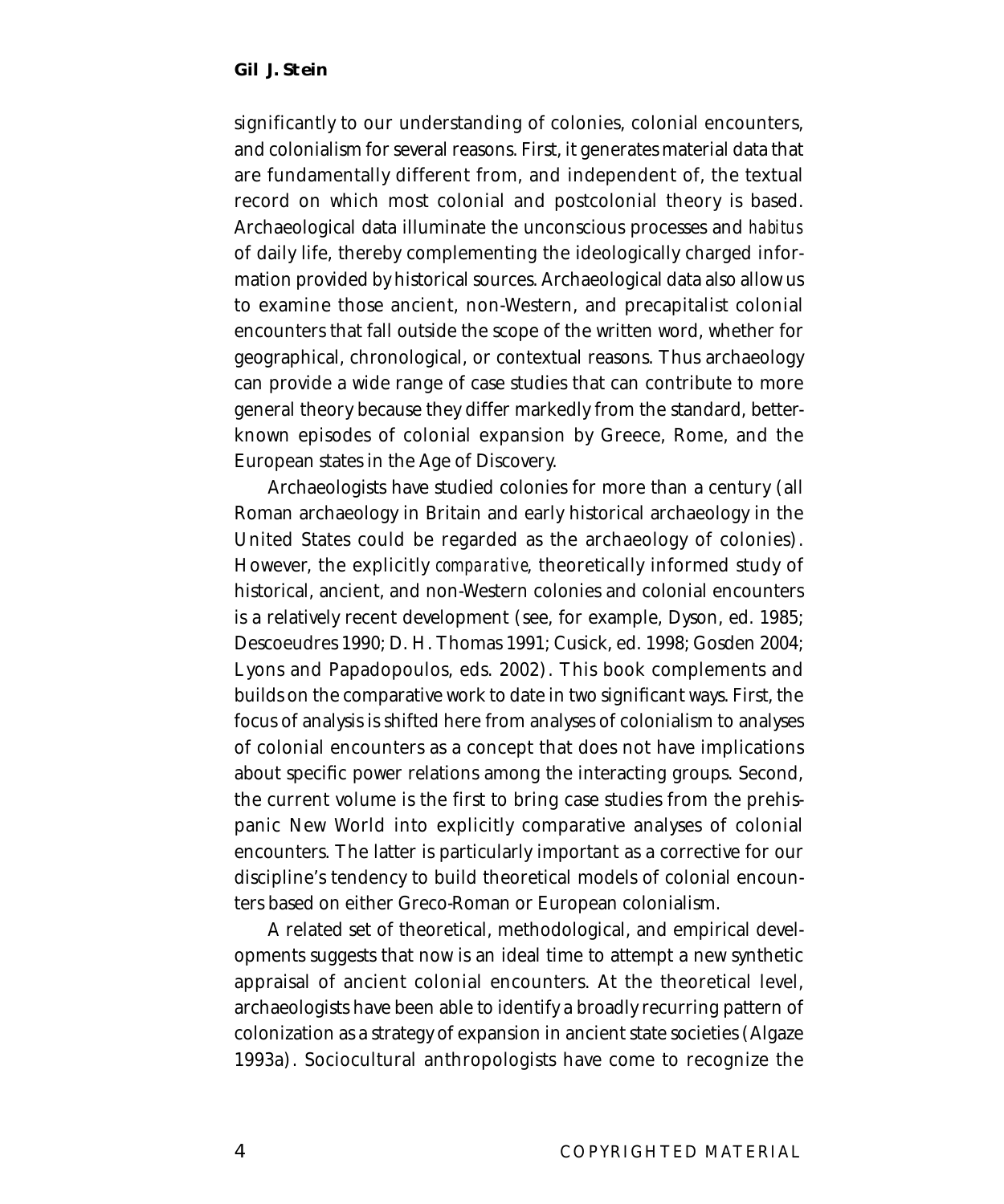significantly to our understanding of colonies, colonial encounters, and colonialism for several reasons. First, it generates material data that are fundamentally different from, and independent of, the textual record on which most colonial and postcolonial theory is based. Archaeological data illuminate the unconscious processes and *habitus* of daily life, thereby complementing the ideologically charged information provided by historical sources. Archaeological data also allow us to examine those ancient, non-Western, and precapitalist colonial encounters that fall outside the scope of the written word, whether for geographical, chronological, or contextual reasons. Thus archaeology can provide a wide range of case studies that can contribute to more general theory because they differ markedly from the standard, better-known episodes of colonial expansion by Greece, Rome, and the European states in the Age of Discovery.

Archaeologists have studied colonies for more than a century (all Roman archaeology in Britain and early historical archaeology in the United States could be regarded as the archaeology of colonies). However, the explicitly *comparative*, theoretically informed study of historical, ancient, and non-Western colonies and colonial encounters is a relatively recent development (see, for example, Dyson, ed. 1985; Descoeudres 1990; D. H. Thomas 1991; Cusick, ed. 1998; Gosden 2004; Lyons and Papadopoulos, eds. 2002). This book complements and builds on the comparative work to date in two significant ways. First, the focus of analysis is shifted here from analyses of colonialism to analyses of colonial encounters as a concept that does not have implications about specific power relations among the interacting groups. Second, the current volume is the first to bring case studies from the prehispanic New World into explicitly comparative analyses of colonial encounters. The latter is particularly important as a corrective for our discipline's tendency to build theoretical models of colonial encounters based on either Greco-Roman or European colonialism.

A related set of theoretical, methodological, and empirical developments suggests that now is an ideal time to attempt a new synthetic appraisal of ancient colonial encounters. At the theoretical level, archaeologists have been able to identify a broadly recurring pattern of colonization as a strategy of expansion in ancient state societies (Algaze 1993a). Sociocultural anthropologists have come to recognize the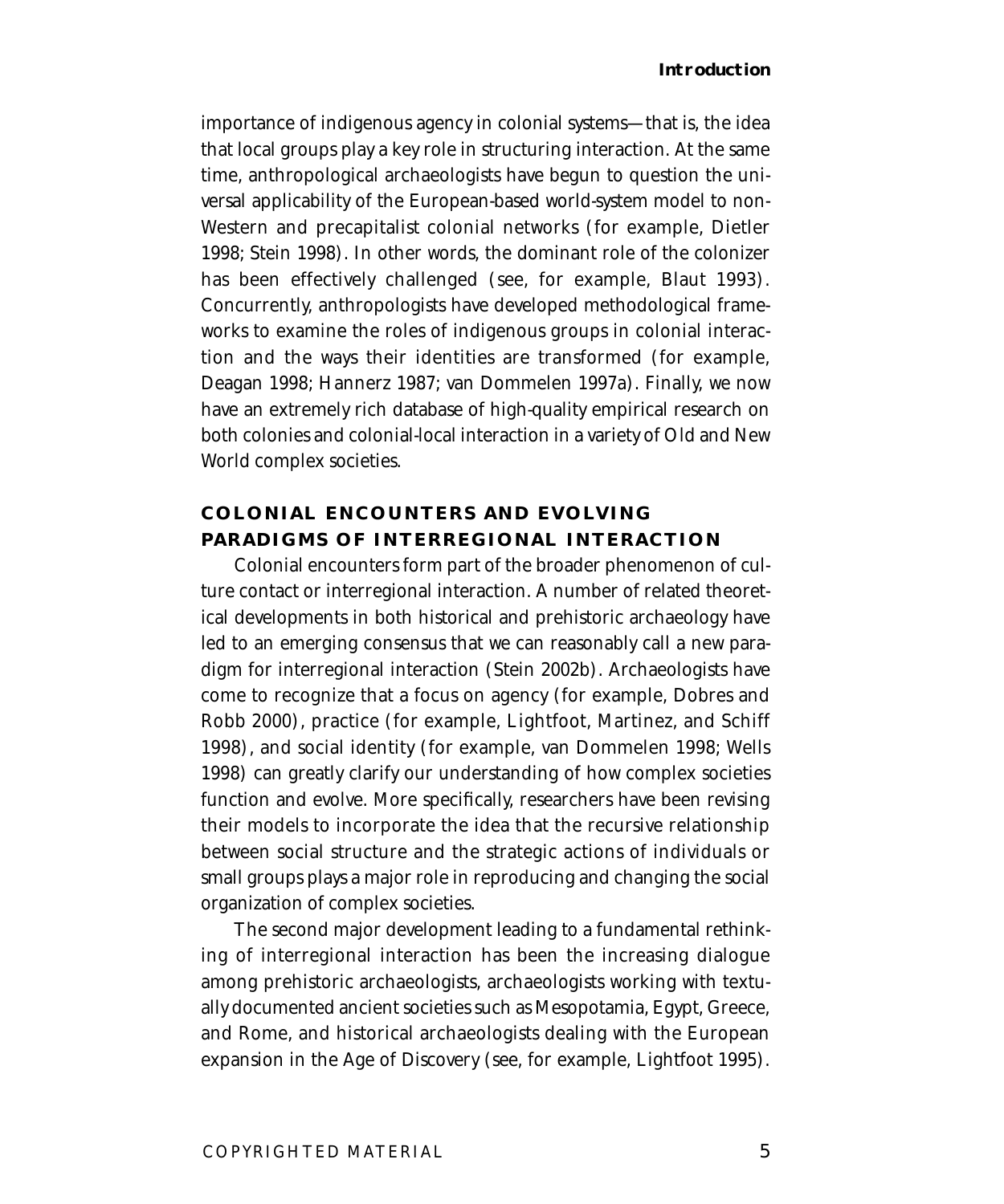importance of indigenous agency in colonial systems—that is, the idea that local groups play a key role in structuring interaction. At the same time, anthropological archaeologists have begun to question the universal applicability of the European-based world-system model to non-Western and precapitalist colonial networks (for example, Dietler 1998; Stein 1998). In other words, the dominant role of the colonizer has been effectively challenged (see, for example, Blaut 1993). Concurrently, anthropologists have developed methodological frameworks to examine the roles of indigenous groups in colonial interaction and the ways their identities are transformed (for example, Deagan 1998; Hannerz 1987; van Dommelen 1997a). Finally, we now have an extremely rich database of high-quality empirical research on both colonies and colonial-local interaction in a variety of Old and New World complex societies.

## COLONIAL ENCOUNTERS AND EVOLVING PARADIGMS OF INTERREGIONAL INTERACTION

Colonial encounters form part of the broader phenomenon of culture contact or interregional interaction. A number of related theoretical developments in both historical and prehistoric archaeology have led to an emerging consensus that we can reasonably call a new paradigm for interregional interaction (Stein 2002b). Archaeologists have come to recognize that a focus on agency (for example, Dobres and Robb 2000), practice (for example, Lightfoot, Martinez, and Schiff 1998), and social identity (for example, van Dommelen 1998; Wells 1998) can greatly clarify our understanding of how complex societies function and evolve. More specifically, researchers have been revising their models to incorporate the idea that the recursive relationship between social structure and the strategic actions of individuals or small groups plays a major role in reproducing and changing the social organization of complex societies.

The second major development leading to a fundamental rethinking of interregional interaction has been the increasing dialogue among prehistoric archaeologists, archaeologists working with textually documented ancient societies such as Mesopotamia, Egypt, Greece, and Rome, and historical archaeologists dealing with the European expansion in the Age of Discovery (see, for example, Lightfoot 1995).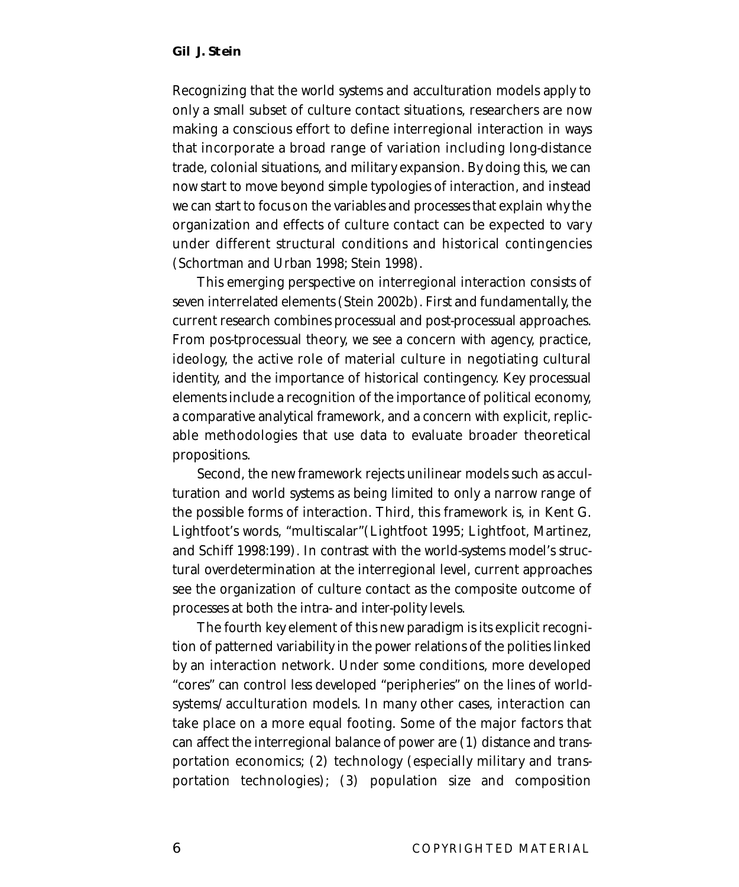Recognizing that the world systems and acculturation models apply to only a small subset of culture contact situations, researchers are now making a conscious effort to define interregional interaction in ways that incorporate a broad range of variation including long-distance trade, colonial situations, and military expansion. By doing this, we can now start to move beyond simple typologies of interaction, and instead we can start to focus on the variables and processes that explain why the organization and effects of culture contact can be expected to vary under different structural conditions and historical contingencies (Schortman and Urban 1998; Stein 1998).

This emerging perspective on interregional interaction consists of seven interrelated elements (Stein 2002b). First and fundamentally, the current research combines processual and post-processual approaches. From pos-tprocessual theory, we see a concern with agency, practice, ideology, the active role of material culture in negotiating cultural identity, and the importance of historical contingency. Key processual elements include a recognition of the importance of political economy, a comparative analytical framework, and a concern with explicit, replicable methodologies that use data to evaluate broader theoretical propositions.

Second, the new framework rejects unilinear models such as acculturation and world systems as being limited to only a narrow range of the possible forms of interaction. Third, this framework is, in Kent G. Lightfoot's words, "multiscalar"(Lightfoot 1995; Lightfoot, Martinez, and Schiff 1998:199). In contrast with the world-systems model's structural overdetermination at the interregional level, current approaches see the organization of culture contact as the composite outcome of processes at both the intra- and inter-polity levels.

The fourth key element of this new paradigm is its explicit recognition of patterned variability in the power relations of the polities linked by an interaction network. Under some conditions, more developed "cores" can control less developed "peripheries" on the lines of world-systems/acculturation models. In many other cases, interaction can take place on a more equal footing. Some of the major factors that can affect the interregional balance of power are (1) distance and transportation economics; (2) technology (especially military and transportation technologies); (3) population size and composition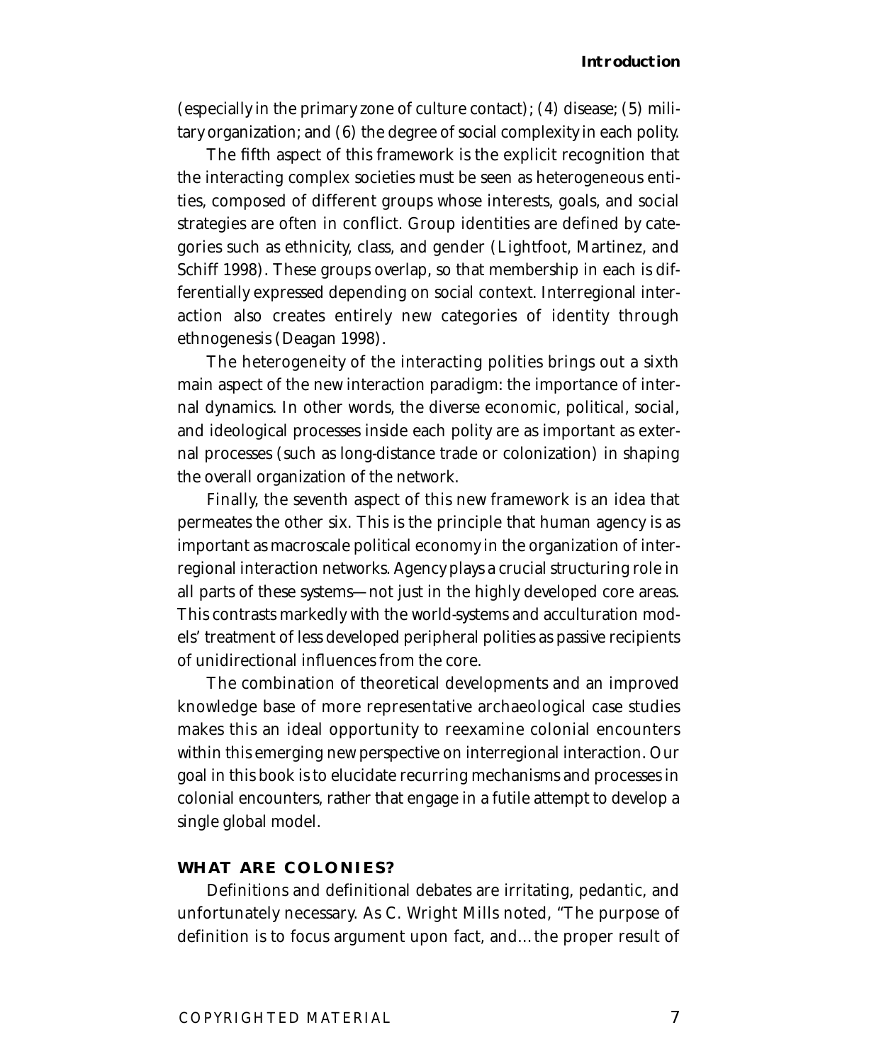(especially in the primary zone of culture contact); (4) disease; (5) military organization; and (6) the degree of social complexity in each polity.

The fifth aspect of this framework is the explicit recognition that the interacting complex societies must be seen as heterogeneous entities, composed of different groups whose interests, goals, and social strategies are often in conflict. Group identities are defined by categories such as ethnicity, class, and gender (Lightfoot, Martinez, and Schiff 1998). These groups overlap, so that membership in each is differentially expressed depending on social context. Interregional interaction also creates entirely new categories of identity through ethnogenesis (Deagan 1998).

The heterogeneity of the interacting polities brings out a sixth main aspect of the new interaction paradigm: the importance of internal dynamics. In other words, the diverse economic, political, social, and ideological processes inside each polity are as important as external processes (such as long-distance trade or colonization) in shaping the overall organization of the network.

Finally, the seventh aspect of this new framework is an idea that permeates the other six. This is the principle that human agency is as important as macroscale political economy in the organization of interregional interaction networks. Agency plays a crucial structuring role in all parts of these systems—not just in the highly developed core areas. This contrasts markedly with the world-systems and acculturation models' treatment of less developed peripheral polities as passive recipients of unidirectional influences from the core.

The combination of theoretical developments and an improved knowledge base of more representative archaeological case studies makes this an ideal opportunity to reexamine colonial encounters within this emerging new perspective on interregional interaction. Our goal in this book is to elucidate recurring mechanisms and processes in colonial encounters, rather that engage in a futile attempt to develop a single global model.

## WHAT ARE COLONIES?

Definitions and definitional debates are irritating, pedantic, and unfortunately necessary. As C. Wright Mills noted, "The purpose of definition is to focus argument upon fact, and…the proper result of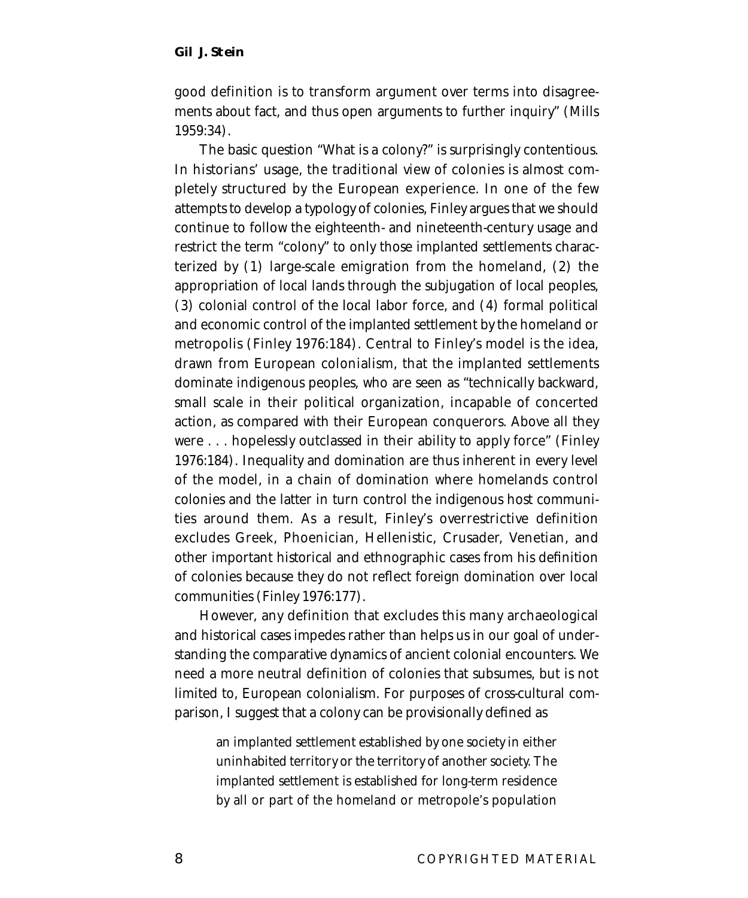good definition is to transform argument over terms into disagreements about fact, and thus open arguments to further inquiry" (Mills 1959:34).

The basic question "What is a colony?" is surprisingly contentious. In historians' usage, the traditional view of colonies is almost completely structured by the European experience. In one of the few attempts to develop a typology of colonies, Finley argues that we should continue to follow the eighteenth- and nineteenth-century usage and restrict the term "colony" to only those implanted settlements characterized by (1) large-scale emigration from the homeland, (2) the appropriation of local lands through the subjugation of local peoples, (3) colonial control of the local labor force, and (4) formal political and economic control of the implanted settlement by the homeland or metropolis (Finley 1976:184). Central to Finley's model is the idea, drawn from European colonialism, that the implanted settlements dominate indigenous peoples, who are seen as "technically backward, small scale in their political organization, incapable of concerted action, as compared with their European conquerors. Above all they were . . . hopelessly outclassed in their ability to apply force" (Finley 1976:184). Inequality and domination are thus inherent in every level of the model, in a chain of domination where homelands control colonies and the latter in turn control the indigenous host communities around them. As a result, Finley's overrestrictive definition excludes Greek, Phoenician, Hellenistic, Crusader, Venetian, and other important historical and ethnographic cases from his definition of colonies because they do not reflect foreign domination over local communities (Finley 1976:177).

However, any definition that excludes this many archaeological and historical cases impedes rather than helps us in our goal of understanding the comparative dynamics of ancient colonial encounters. We need a more neutral definition of colonies that subsumes, but is not limited to, European colonialism. For purposes of cross-cultural comparison, I suggest that a colony can be provisionally defined as

> an implanted settlement established by one society in either uninhabited territory or the territory of another society. The implanted settlement is established for long-term residence by all or part of the homeland or metropole's population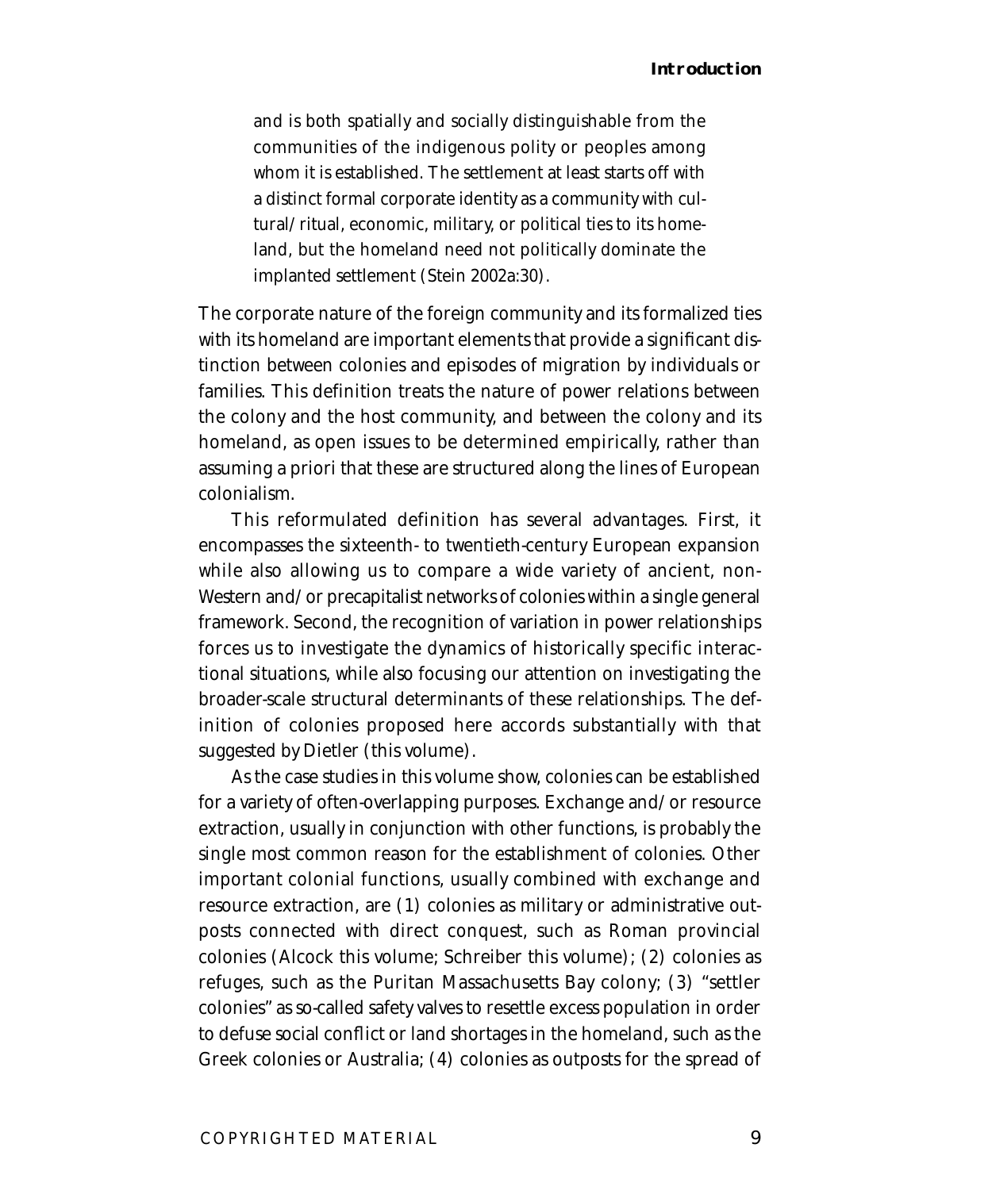> and is both spatially and socially distinguishable from the communities of the indigenous polity or peoples among whom it is established. The settlement at least starts off with a distinct formal corporate identity as a community with cultural/ritual, economic, military, or political ties to its homeland, but the homeland need not politically dominate the implanted settlement (Stein 2002a:30).

The corporate nature of the foreign community and its formalized ties with its homeland are important elements that provide a significant distinction between colonies and episodes of migration by individuals or families. This definition treats the nature of power relations between the colony and the host community, and between the colony and its homeland, as open issues to be determined empirically, rather than assuming a priori that these are structured along the lines of European colonialism.

This reformulated definition has several advantages. First, it encompasses the sixteenth- to twentieth-century European expansion while also allowing us to compare a wide variety of ancient, non-Western and/or precapitalist networks of colonies within a single general framework. Second, the recognition of variation in power relationships forces us to investigate the dynamics of historically specific interactional situations, while also focusing our attention on investigating the broader-scale structural determinants of these relationships. The definition of colonies proposed here accords substantially with that suggested by Dietler (this volume).

As the case studies in this volume show, colonies can be established for a variety of often-overlapping purposes. Exchange and/or resource extraction, usually in conjunction with other functions, is probably the single most common reason for the establishment of colonies. Other important colonial functions, usually combined with exchange and resource extraction, are (1) colonies as military or administrative outposts connected with direct conquest, such as Roman provincial colonies (Alcock this volume; Schreiber this volume); (2) colonies as refuges, such as the Puritan Massachusetts Bay colony; (3) "settler colonies" as so-called safety valves to resettle excess population in order to defuse social conflict or land shortages in the homeland, such as the Greek colonies or Australia; (4) colonies as outposts for the spread of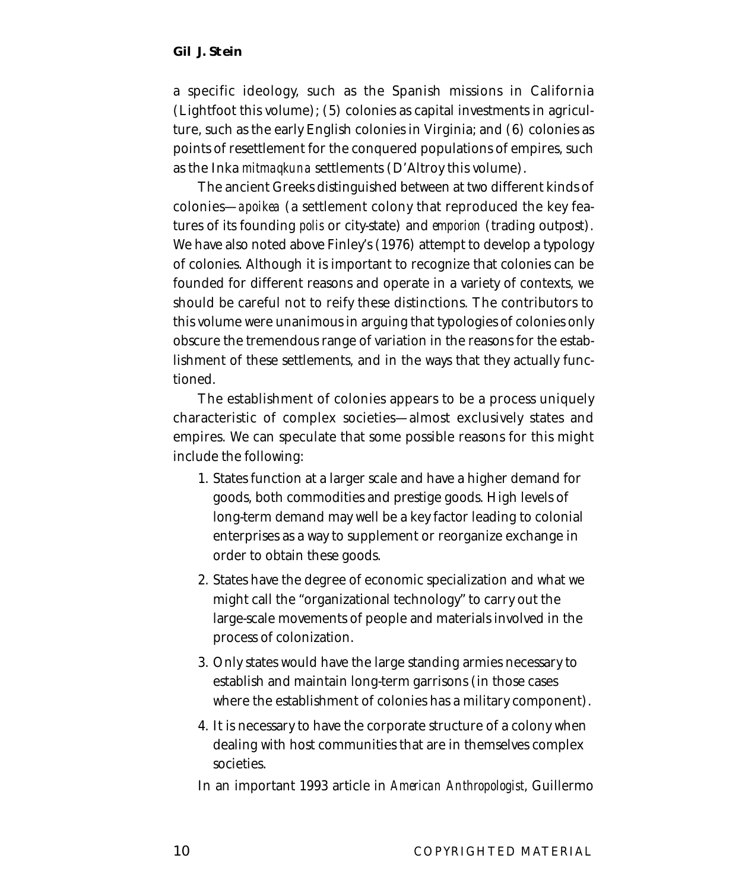a specific ideology, such as the Spanish missions in California (Lightfoot this volume); (5) colonies as capital investments in agriculture, such as the early English colonies in Virginia; and (6) colonies as points of resettlement for the conquered populations of empires, such as the Inka *mitmaqkuna* settlements (D'Altroy this volume).

The ancient Greeks distinguished between at two different kinds of colonies—*apoikea* (a settlement colony that reproduced the key features of its founding *polis* or city-state) and *emporion* (trading outpost). We have also noted above Finley's (1976) attempt to develop a typology of colonies. Although it is important to recognize that colonies can be founded for different reasons and operate in a variety of contexts, we should be careful not to reify these distinctions. The contributors to this volume were unanimous in arguing that typologies of colonies only obscure the tremendous range of variation in the reasons for the establishment of these settlements, and in the ways that they actually functioned.

The establishment of colonies appears to be a process uniquely characteristic of complex societies—almost exclusively states and empires. We can speculate that some possible reasons for this might include the following:

1. States function at a larger scale and have a higher demand for goods, both commodities and prestige goods. High levels of long-term demand may well be a key factor leading to colonial enterprises as a way to supplement or reorganize exchange in order to obtain these goods.
2. States have the degree of economic specialization and what we might call the "organizational technology" to carry out the large-scale movements of people and materials involved in the process of colonization.
3. Only states would have the large standing armies necessary to establish and maintain long-term garrisons (in those cases where the establishment of colonies has a military component).
4. It is necessary to have the corporate structure of a colony when dealing with host communities that are in themselves complex societies.

In an important 1993 article in *American Anthropologist*, Guillermo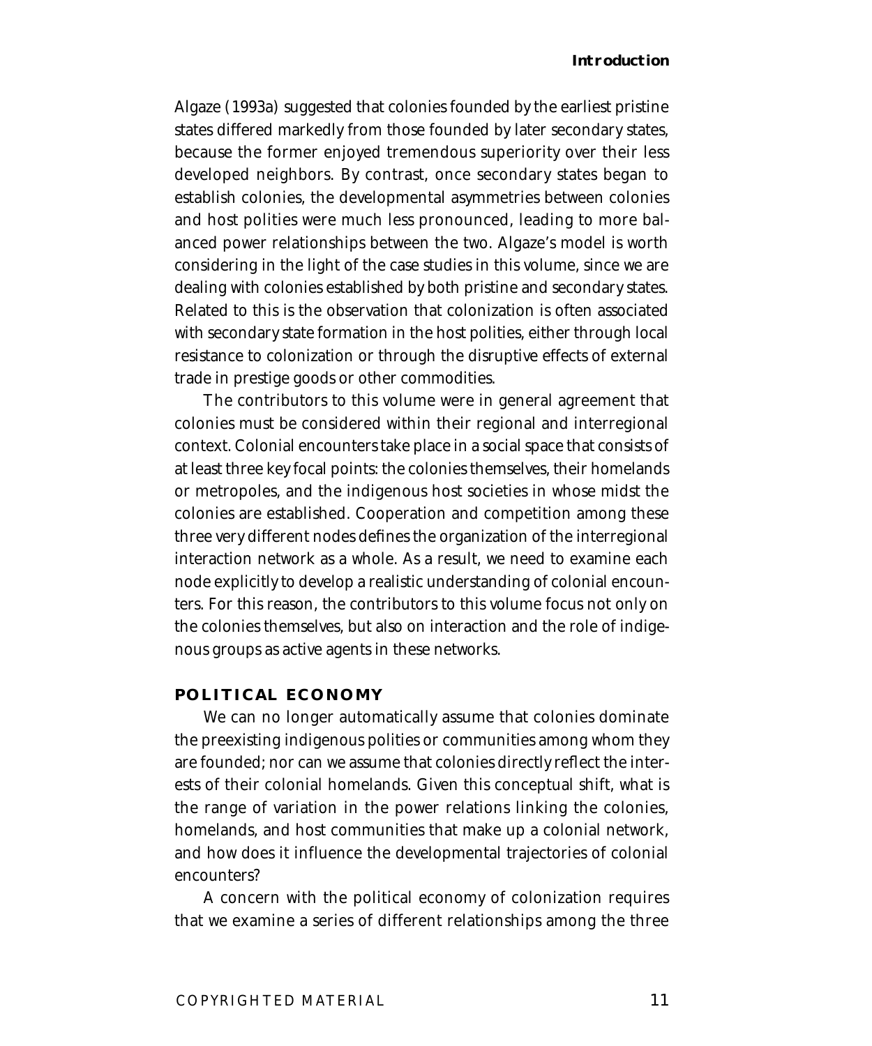Algaze (1993a) suggested that colonies founded by the earliest pristine states differed markedly from those founded by later secondary states, because the former enjoyed tremendous superiority over their less developed neighbors. By contrast, once secondary states began to establish colonies, the developmental asymmetries between colonies and host polities were much less pronounced, leading to more balanced power relationships between the two. Algaze's model is worth considering in the light of the case studies in this volume, since we are dealing with colonies established by both pristine and secondary states. Related to this is the observation that colonization is often associated with secondary state formation in the host polities, either through local resistance to colonization or through the disruptive effects of external trade in prestige goods or other commodities.

The contributors to this volume were in general agreement that colonies must be considered within their regional and interregional context. Colonial encounters take place in a social space that consists of at least three key focal points: the colonies themselves, their homelands or metropoles, and the indigenous host societies in whose midst the colonies are established. Cooperation and competition among these three very different nodes defines the organization of the interregional interaction network as a whole. As a result, we need to examine each node explicitly to develop a realistic understanding of colonial encounters. For this reason, the contributors to this volume focus not only on the colonies themselves, but also on interaction and the role of indigenous groups as active agents in these networks.

## POLITICAL ECONOMY

We can no longer automatically assume that colonies dominate the preexisting indigenous polities or communities among whom they are founded; nor can we assume that colonies directly reflect the interests of their colonial homelands. Given this conceptual shift, what is the range of variation in the power relations linking the colonies, homelands, and host communities that make up a colonial network, and how does it influence the developmental trajectories of colonial encounters?

A concern with the political economy of colonization requires that we examine a series of different relationships among the three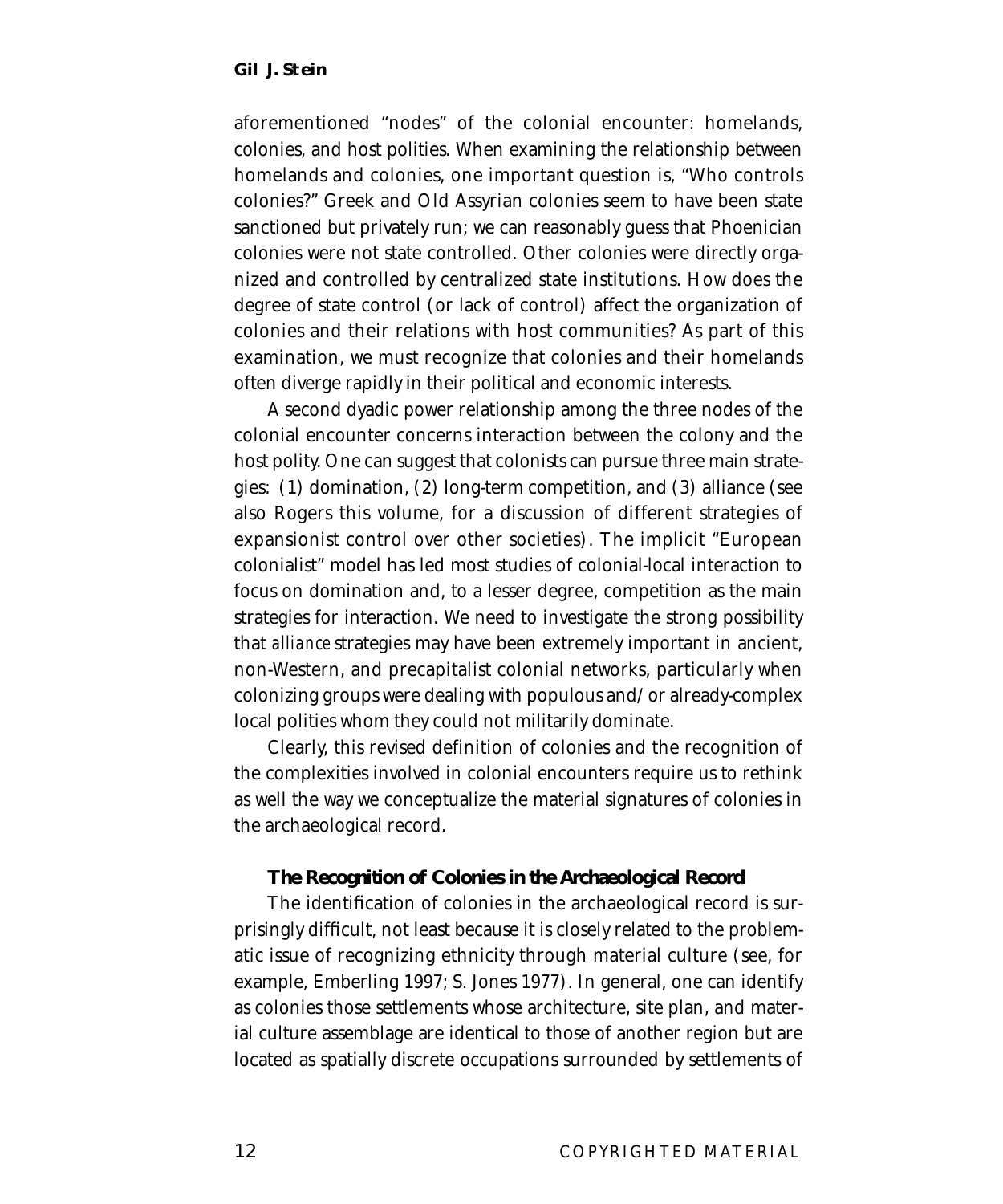aforementioned "nodes" of the colonial encounter: homelands, colonies, and host polities. When examining the relationship between homelands and colonies, one important question is, "Who controls colonies?" Greek and Old Assyrian colonies seem to have been state sanctioned but privately run; we can reasonably guess that Phoenician colonies were not state controlled. Other colonies were directly organized and controlled by centralized state institutions. How does the degree of state control (or lack of control) affect the organization of colonies and their relations with host communities? As part of this examination, we must recognize that colonies and their homelands often diverge rapidly in their political and economic interests.

A second dyadic power relationship among the three nodes of the colonial encounter concerns interaction between the colony and the host polity. One can suggest that colonists can pursue three main strategies: (1) domination, (2) long-term competition, and (3) alliance (see also Rogers this volume, for a discussion of different strategies of expansionist control over other societies). The implicit "European colonialist" model has led most studies of colonial-local interaction to focus on domination and, to a lesser degree, competition as the main strategies for interaction. We need to investigate the strong possibility that *alliance* strategies may have been extremely important in ancient, non-Western, and precapitalist colonial networks, particularly when colonizing groups were dealing with populous and/or already-complex local polities whom they could not militarily dominate.

Clearly, this revised definition of colonies and the recognition of the complexities involved in colonial encounters require us to rethink as well the way we conceptualize the material signatures of colonies in the archaeological record.

### The Recognition of Colonies in the Archaeological Record

The identification of colonies in the archaeological record is surprisingly difficult, not least because it is closely related to the problematic issue of recognizing ethnicity through material culture (see, for example, Emberling 1997; S. Jones 1977). In general, one can identify as colonies those settlements whose architecture, site plan, and material culture assemblage are identical to those of another region but are located as spatially discrete occupations surrounded by settlements of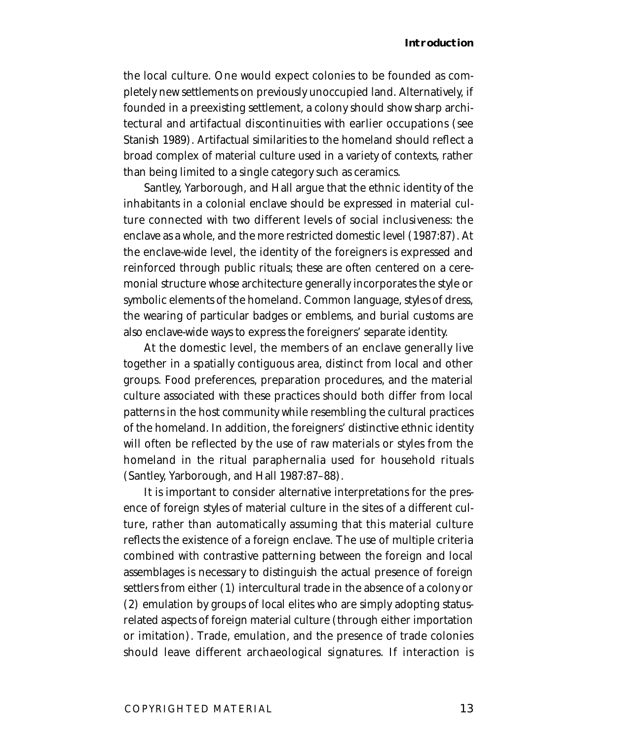the local culture. One would expect colonies to be founded as completely new settlements on previously unoccupied land. Alternatively, if founded in a preexisting settlement, a colony should show sharp architectural and artifactual discontinuities with earlier occupations (see Stanish 1989). Artifactual similarities to the homeland should reflect a broad complex of material culture used in a variety of contexts, rather than being limited to a single category such as ceramics.

Santley, Yarborough, and Hall argue that the ethnic identity of the inhabitants in a colonial enclave should be expressed in material culture connected with two different levels of social inclusiveness: the enclave as a whole, and the more restricted domestic level (1987:87). At the enclave-wide level, the identity of the foreigners is expressed and reinforced through public rituals; these are often centered on a ceremonial structure whose architecture generally incorporates the style or symbolic elements of the homeland. Common language, styles of dress, the wearing of particular badges or emblems, and burial customs are also enclave-wide ways to express the foreigners' separate identity.

At the domestic level, the members of an enclave generally live together in a spatially contiguous area, distinct from local and other groups. Food preferences, preparation procedures, and the material culture associated with these practices should both differ from local patterns in the host community while resembling the cultural practices of the homeland. In addition, the foreigners' distinctive ethnic identity will often be reflected by the use of raw materials or styles from the homeland in the ritual paraphernalia used for household rituals (Santley, Yarborough, and Hall 1987:87–88).

It is important to consider alternative interpretations for the presence of foreign styles of material culture in the sites of a different culture, rather than automatically assuming that this material culture reflects the existence of a foreign enclave. The use of multiple criteria combined with contrastive patterning between the foreign and local assemblages is necessary to distinguish the actual presence of foreign settlers from either (1) intercultural trade in the absence of a colony or (2) emulation by groups of local elites who are simply adopting status-related aspects of foreign material culture (through either importation or imitation). Trade, emulation, and the presence of trade colonies should leave different archaeological signatures. If interaction is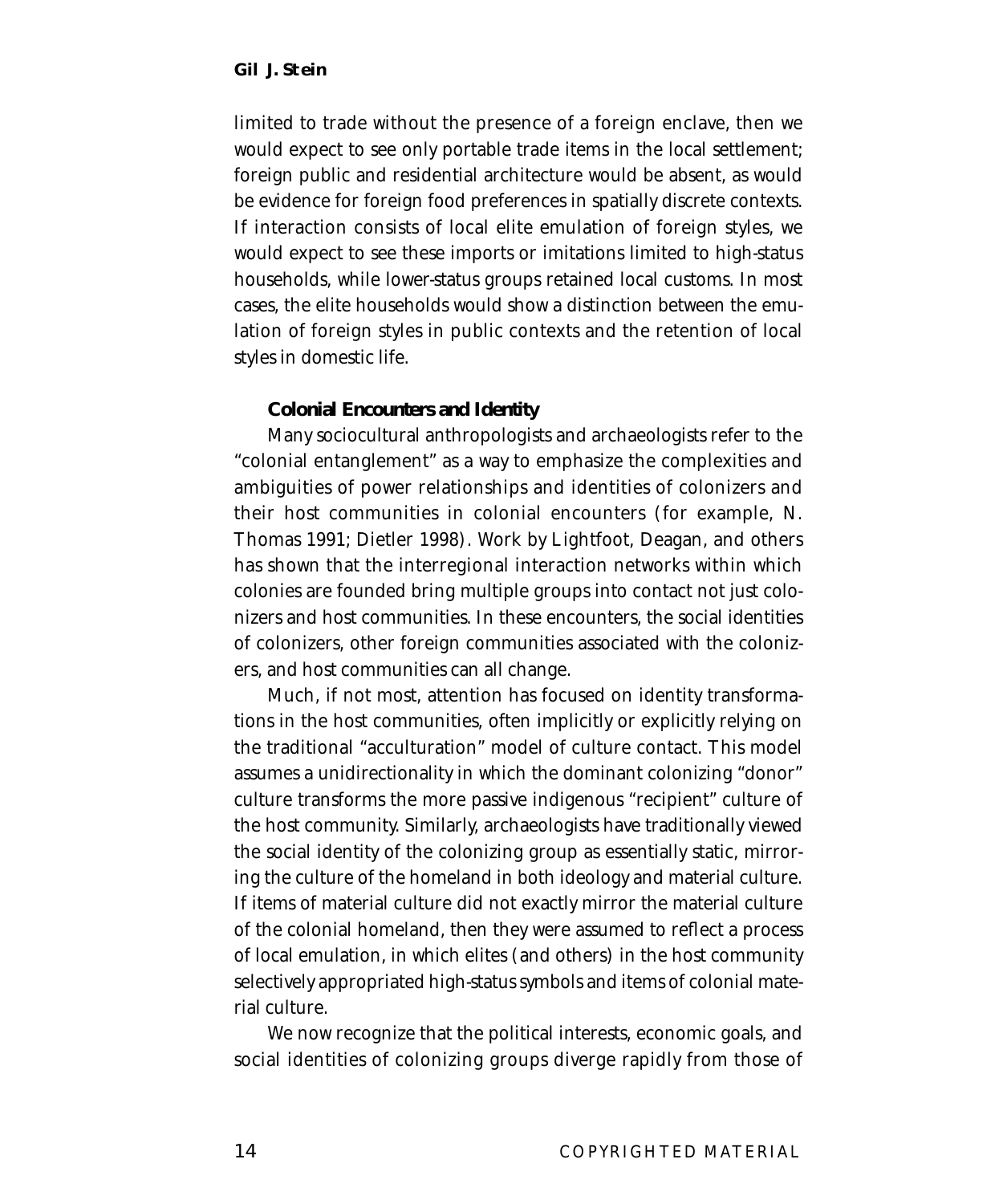limited to trade without the presence of a foreign enclave, then we would expect to see only portable trade items in the local settlement; foreign public and residential architecture would be absent, as would be evidence for foreign food preferences in spatially discrete contexts. If interaction consists of local elite emulation of foreign styles, we would expect to see these imports or imitations limited to high-status households, while lower-status groups retained local customs. In most cases, the elite households would show a distinction between the emulation of foreign styles in public contexts and the retention of local styles in domestic life.

### Colonial Encounters and Identity

Many sociocultural anthropologists and archaeologists refer to the "colonial entanglement" as a way to emphasize the complexities and ambiguities of power relationships and identities of colonizers and their host communities in colonial encounters (for example, N. Thomas 1991; Dietler 1998). Work by Lightfoot, Deagan, and others has shown that the interregional interaction networks within which colonies are founded bring multiple groups into contact not just colonizers and host communities. In these encounters, the social identities of colonizers, other foreign communities associated with the colonizers, and host communities can all change.

Much, if not most, attention has focused on identity transformations in the host communities, often implicitly or explicitly relying on the traditional "acculturation" model of culture contact. This model assumes a unidirectionality in which the dominant colonizing "donor" culture transforms the more passive indigenous "recipient" culture of the host community. Similarly, archaeologists have traditionally viewed the social identity of the colonizing group as essentially static, mirroring the culture of the homeland in both ideology and material culture. If items of material culture did not exactly mirror the material culture of the colonial homeland, then they were assumed to reflect a process of local emulation, in which elites (and others) in the host community selectively appropriated high-status symbols and items of colonial material culture.

We now recognize that the political interests, economic goals, and social identities of colonizing groups diverge rapidly from those of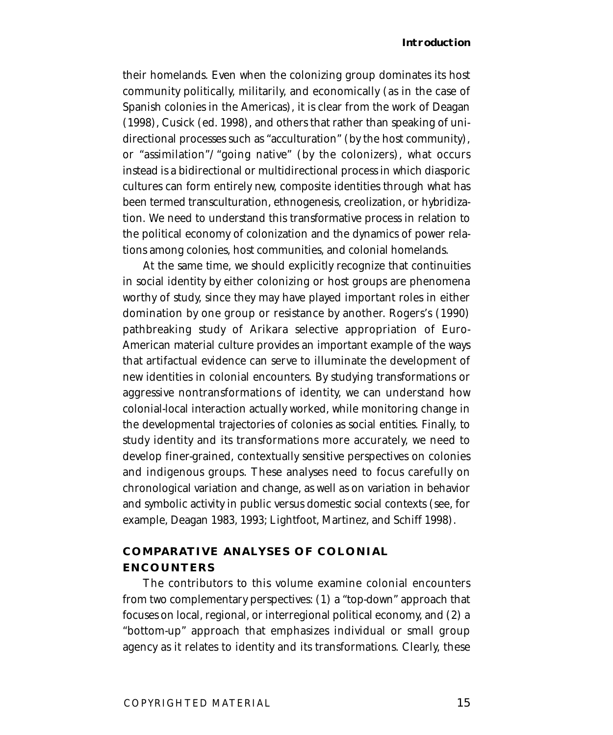their homelands. Even when the colonizing group dominates its host community politically, militarily, and economically (as in the case of Spanish colonies in the Americas), it is clear from the work of Deagan (1998), Cusick (ed. 1998), and others that rather than speaking of unidirectional processes such as "acculturation" (by the host community), or "assimilation"/"going native" (by the colonizers), what occurs instead is a bidirectional or multidirectional process in which diasporic cultures can form entirely new, composite identities through what has been termed transculturation, ethnogenesis, creolization, or hybridization. We need to understand this transformative process in relation to the political economy of colonization and the dynamics of power relations among colonies, host communities, and colonial homelands.

At the same time, we should explicitly recognize that continuities in social identity by either colonizing or host groups are phenomena worthy of study, since they may have played important roles in either domination by one group or resistance by another. Rogers's (1990) pathbreaking study of Arikara selective appropriation of Euro-American material culture provides an important example of the ways that artifactual evidence can serve to illuminate the development of new identities in colonial encounters. By studying transformations or aggressive nontransformations of identity, we can understand how colonial-local interaction actually worked, while monitoring change in the developmental trajectories of colonies as social entities. Finally, to study identity and its transformations more accurately, we need to develop finer-grained, contextually sensitive perspectives on colonies and indigenous groups. These analyses need to focus carefully on chronological variation and change, as well as on variation in behavior and symbolic activity in public versus domestic social contexts (see, for example, Deagan 1983, 1993; Lightfoot, Martinez, and Schiff 1998).

## COMPARATIVE ANALYSES OF COLONIAL ENCOUNTERS

The contributors to this volume examine colonial encounters from two complementary perspectives: (1) a "top-down" approach that focuses on local, regional, or interregional political economy, and (2) a "bottom-up" approach that emphasizes individual or small group agency as it relates to identity and its transformations. Clearly, these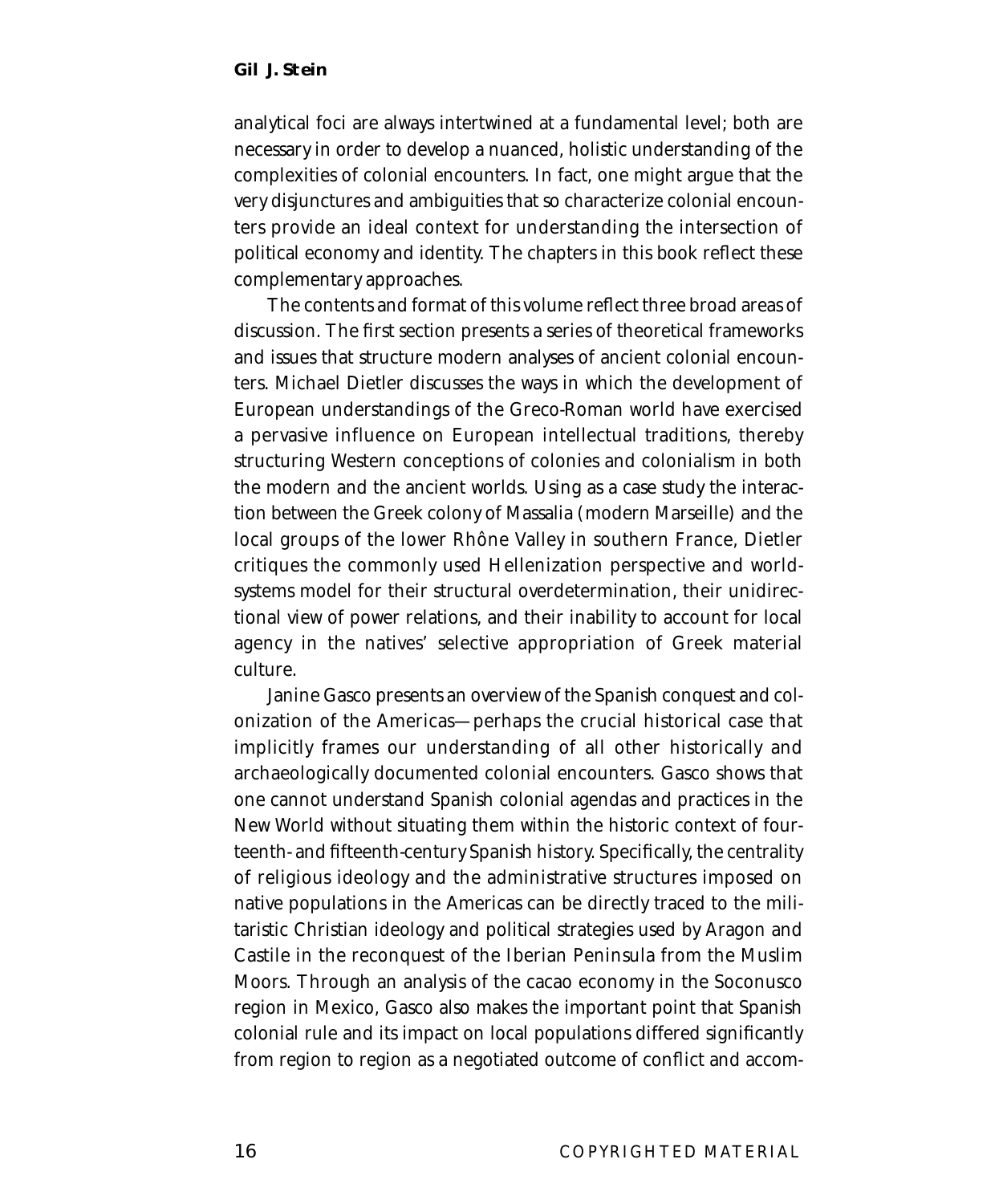analytical foci are always intertwined at a fundamental level; both are necessary in order to develop a nuanced, holistic understanding of the complexities of colonial encounters. In fact, one might argue that the very disjunctures and ambiguities that so characterize colonial encounters provide an ideal context for understanding the intersection of political economy and identity. The chapters in this book reflect these complementary approaches.

The contents and format of this volume reflect three broad areas of discussion. The first section presents a series of theoretical frameworks and issues that structure modern analyses of ancient colonial encounters. Michael Dietler discusses the ways in which the development of European understandings of the Greco-Roman world have exercised a pervasive influence on European intellectual traditions, thereby structuring Western conceptions of colonies and colonialism in both the modern and the ancient worlds. Using as a case study the interaction between the Greek colony of Massalia (modern Marseille) and the local groups of the lower Rhône Valley in southern France, Dietler critiques the commonly used Hellenization perspective and world-systems model for their structural overdetermination, their unidirectional view of power relations, and their inability to account for local agency in the natives' selective appropriation of Greek material culture.

Janine Gasco presents an overview of the Spanish conquest and colonization of the Americas—perhaps the crucial historical case that implicitly frames our understanding of all other historically and archaeologically documented colonial encounters. Gasco shows that one cannot understand Spanish colonial agendas and practices in the New World without situating them within the historic context of fourteenth- and fifteenth-century Spanish history. Specifically, the centrality of religious ideology and the administrative structures imposed on native populations in the Americas can be directly traced to the militaristic Christian ideology and political strategies used by Aragon and Castile in the reconquest of the Iberian Peninsula from the Muslim Moors. Through an analysis of the cacao economy in the Soconusco region in Mexico, Gasco also makes the important point that Spanish colonial rule and its impact on local populations differed significantly from region to region as a negotiated outcome of conflict and accom-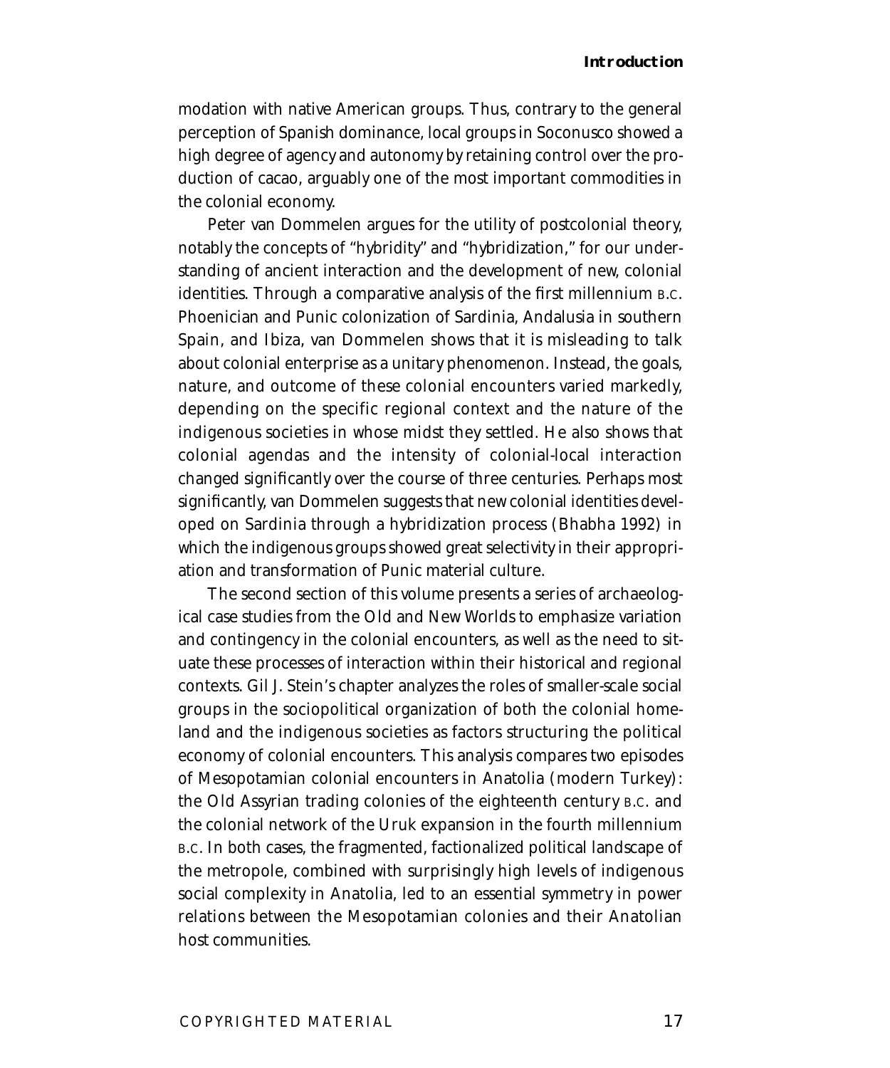modation with native American groups. Thus, contrary to the general perception of Spanish dominance, local groups in Soconusco showed a high degree of agency and autonomy by retaining control over the production of cacao, arguably one of the most important commodities in the colonial economy.

Peter van Dommelen argues for the utility of postcolonial theory, notably the concepts of "hybridity" and "hybridization," for our understanding of ancient interaction and the development of new, colonial identities. Through a comparative analysis of the first millennium B.C. Phoenician and Punic colonization of Sardinia, Andalusia in southern Spain, and Ibiza, van Dommelen shows that it is misleading to talk about colonial enterprise as a unitary phenomenon. Instead, the goals, nature, and outcome of these colonial encounters varied markedly, depending on the specific regional context and the nature of the indigenous societies in whose midst they settled. He also shows that colonial agendas and the intensity of colonial-local interaction changed significantly over the course of three centuries. Perhaps most significantly, van Dommelen suggests that new colonial identities developed on Sardinia through a hybridization process (Bhabha 1992) in which the indigenous groups showed great selectivity in their appropriation and transformation of Punic material culture.

The second section of this volume presents a series of archaeological case studies from the Old and New Worlds to emphasize variation and contingency in the colonial encounters, as well as the need to situate these processes of interaction within their historical and regional contexts. Gil J. Stein's chapter analyzes the roles of smaller-scale social groups in the sociopolitical organization of both the colonial homeland and the indigenous societies as factors structuring the political economy of colonial encounters. This analysis compares two episodes of Mesopotamian colonial encounters in Anatolia (modern Turkey): the Old Assyrian trading colonies of the eighteenth century B.C. and the colonial network of the Uruk expansion in the fourth millennium B.C. In both cases, the fragmented, factionalized political landscape of the metropole, combined with surprisingly high levels of indigenous social complexity in Anatolia, led to an essential symmetry in power relations between the Mesopotamian colonies and their Anatolian host communities.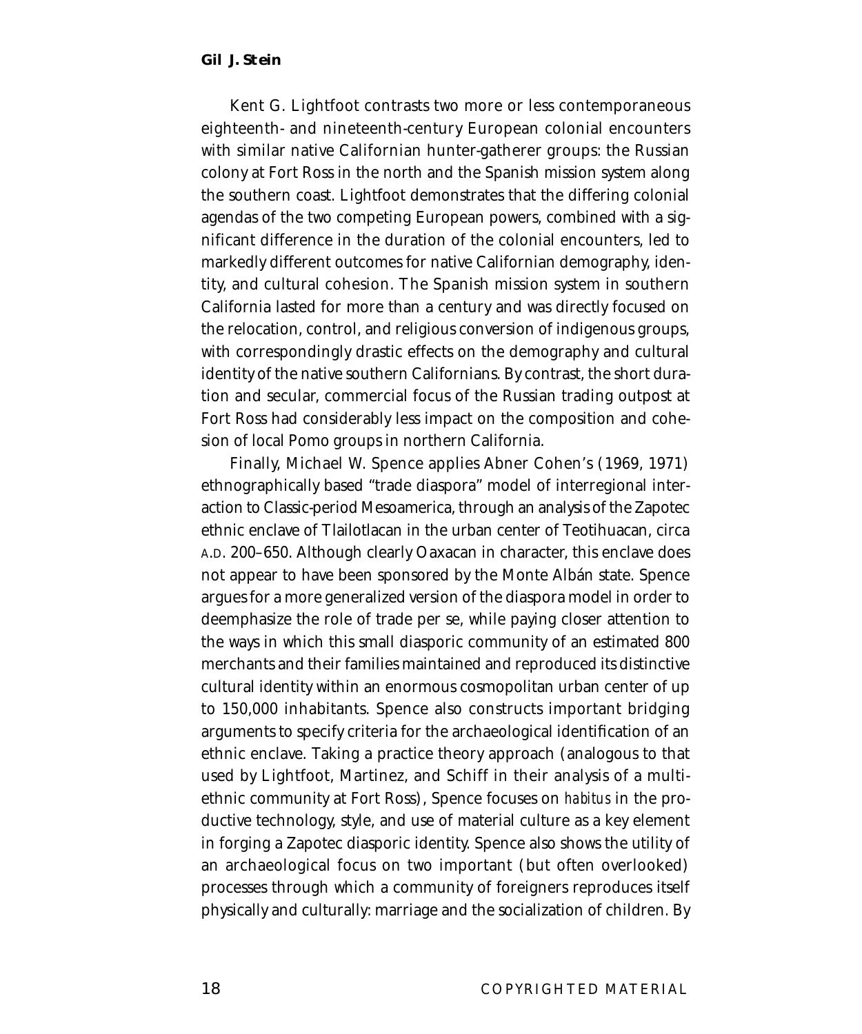Kent G. Lightfoot contrasts two more or less contemporaneous eighteenth- and nineteenth-century European colonial encounters with similar native Californian hunter-gatherer groups: the Russian colony at Fort Ross in the north and the Spanish mission system along the southern coast. Lightfoot demonstrates that the differing colonial agendas of the two competing European powers, combined with a significant difference in the duration of the colonial encounters, led to markedly different outcomes for native Californian demography, identity, and cultural cohesion. The Spanish mission system in southern California lasted for more than a century and was directly focused on the relocation, control, and religious conversion of indigenous groups, with correspondingly drastic effects on the demography and cultural identity of the native southern Californians. By contrast, the short duration and secular, commercial focus of the Russian trading outpost at Fort Ross had considerably less impact on the composition and cohesion of local Pomo groups in northern California.

Finally, Michael W. Spence applies Abner Cohen's (1969, 1971) ethnographically based "trade diaspora" model of interregional interaction to Classic-period Mesoamerica, through an analysis of the Zapotec ethnic enclave of Tlailotlacan in the urban center of Teotihuacan, circa A.D. 200–650. Although clearly Oaxacan in character, this enclave does not appear to have been sponsored by the Monte Albán state. Spence argues for a more generalized version of the diaspora model in order to deemphasize the role of trade per se, while paying closer attention to the ways in which this small diasporic community of an estimated 800 merchants and their families maintained and reproduced its distinctive cultural identity within an enormous cosmopolitan urban center of up to 150,000 inhabitants. Spence also constructs important bridging arguments to specify criteria for the archaeological identification of an ethnic enclave. Taking a practice theory approach (analogous to that used by Lightfoot, Martinez, and Schiff in their analysis of a multiethnic community at Fort Ross), Spence focuses on *habitus* in the productive technology, style, and use of material culture as a key element in forging a Zapotec diasporic identity. Spence also shows the utility of an archaeological focus on two important (but often overlooked) processes through which a community of foreigners reproduces itself physically and culturally: marriage and the socialization of children. By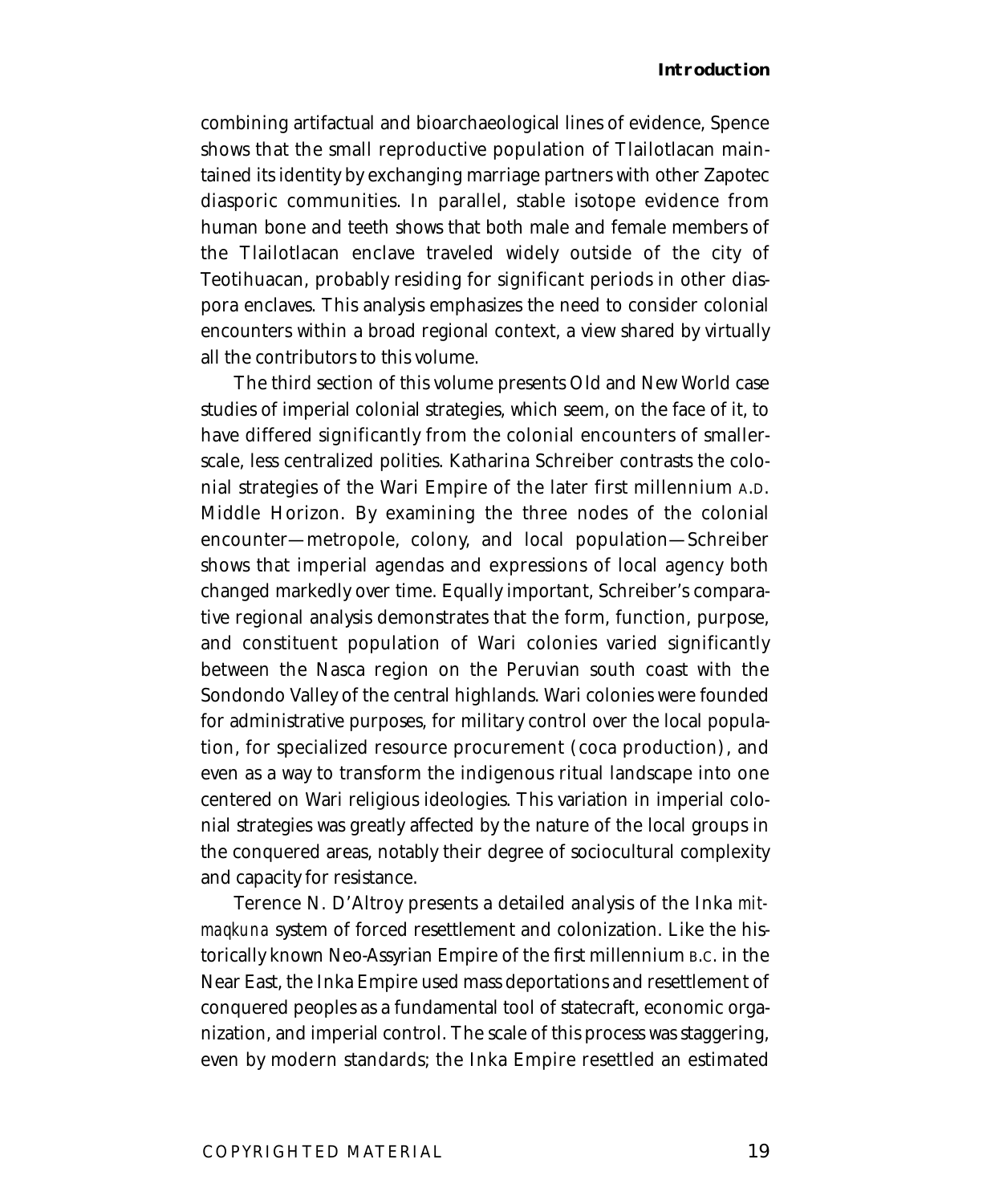combining artifactual and bioarchaeological lines of evidence, Spence shows that the small reproductive population of Tlailotlacan maintained its identity by exchanging marriage partners with other Zapotec diasporic communities. In parallel, stable isotope evidence from human bone and teeth shows that both male and female members of the Tlailotlacan enclave traveled widely outside of the city of Teotihuacan, probably residing for significant periods in other diaspora enclaves. This analysis emphasizes the need to consider colonial encounters within a broad regional context, a view shared by virtually all the contributors to this volume.

The third section of this volume presents Old and New World case studies of imperial colonial strategies, which seem, on the face of it, to have differed significantly from the colonial encounters of smaller-scale, less centralized polities. Katharina Schreiber contrasts the colonial strategies of the Wari Empire of the later first millennium A.D. Middle Horizon. By examining the three nodes of the colonial encounter—metropole, colony, and local population—Schreiber shows that imperial agendas and expressions of local agency both changed markedly over time. Equally important, Schreiber's comparative regional analysis demonstrates that the form, function, purpose, and constituent population of Wari colonies varied significantly between the Nasca region on the Peruvian south coast with the Sondondo Valley of the central highlands. Wari colonies were founded for administrative purposes, for military control over the local population, for specialized resource procurement (coca production), and even as a way to transform the indigenous ritual landscape into one centered on Wari religious ideologies. This variation in imperial colonial strategies was greatly affected by the nature of the local groups in the conquered areas, notably their degree of sociocultural complexity and capacity for resistance.

Terence N. D'Altroy presents a detailed analysis of the Inka *mitmaqkuna* system of forced resettlement and colonization. Like the historically known Neo-Assyrian Empire of the first millennium B.C. in the Near East, the Inka Empire used mass deportations and resettlement of conquered peoples as a fundamental tool of statecraft, economic organization, and imperial control. The scale of this process was staggering, even by modern standards; the Inka Empire resettled an estimated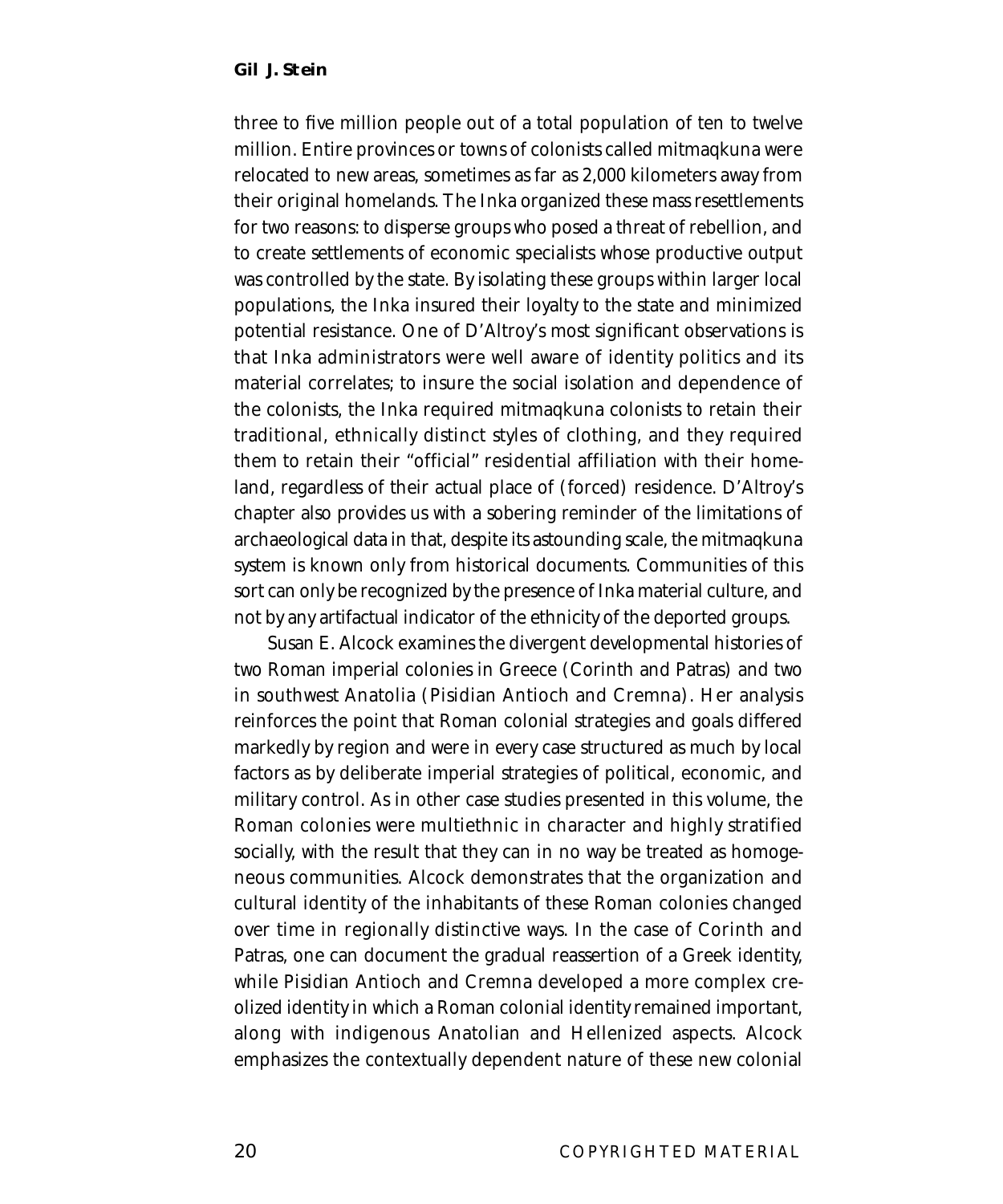three to five million people out of a total population of ten to twelve million. Entire provinces or towns of colonists called mitmaqkuna were relocated to new areas, sometimes as far as 2,000 kilometers away from their original homelands. The Inka organized these mass resettlements for two reasons: to disperse groups who posed a threat of rebellion, and to create settlements of economic specialists whose productive output was controlled by the state. By isolating these groups within larger local populations, the Inka insured their loyalty to the state and minimized potential resistance. One of D'Altroy's most significant observations is that Inka administrators were well aware of identity politics and its material correlates; to insure the social isolation and dependence of the colonists, the Inka required mitmaqkuna colonists to retain their traditional, ethnically distinct styles of clothing, and they required them to retain their "official" residential affiliation with their homeland, regardless of their actual place of (forced) residence. D'Altroy's chapter also provides us with a sobering reminder of the limitations of archaeological data in that, despite its astounding scale, the mitmaqkuna system is known only from historical documents. Communities of this sort can only be recognized by the presence of Inka material culture, and not by any artifactual indicator of the ethnicity of the deported groups.

Susan E. Alcock examines the divergent developmental histories of two Roman imperial colonies in Greece (Corinth and Patras) and two in southwest Anatolia (Pisidian Antioch and Cremna). Her analysis reinforces the point that Roman colonial strategies and goals differed markedly by region and were in every case structured as much by local factors as by deliberate imperial strategies of political, economic, and military control. As in other case studies presented in this volume, the Roman colonies were multiethnic in character and highly stratified socially, with the result that they can in no way be treated as homogeneous communities. Alcock demonstrates that the organization and cultural identity of the inhabitants of these Roman colonies changed over time in regionally distinctive ways. In the case of Corinth and Patras, one can document the gradual reassertion of a Greek identity, while Pisidian Antioch and Cremna developed a more complex creolized identity in which a Roman colonial identity remained important, along with indigenous Anatolian and Hellenized aspects. Alcock emphasizes the contextually dependent nature of these new colonial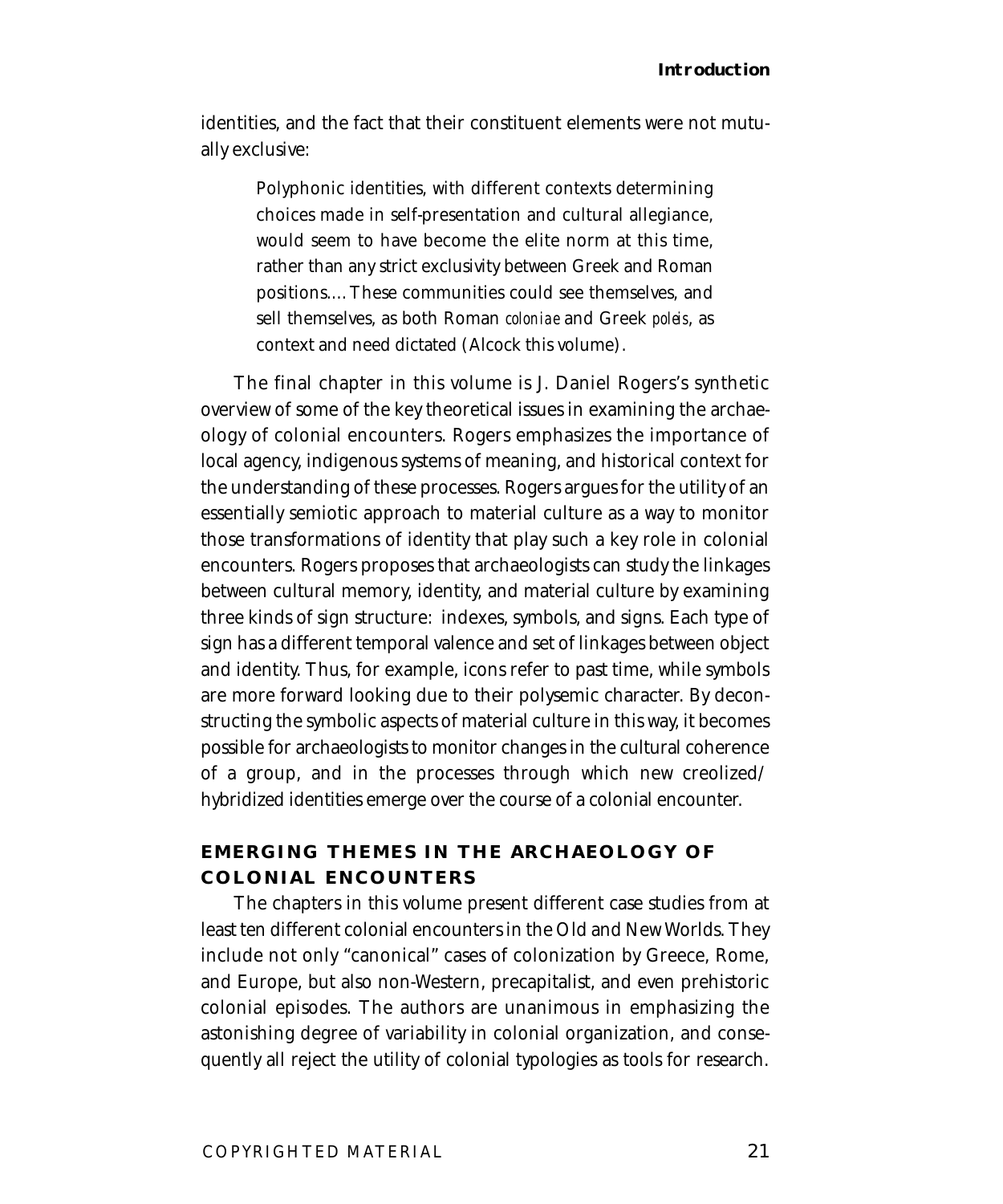identities, and the fact that their constituent elements were not mutually exclusive:

> Polyphonic identities, with different contexts determining choices made in self-presentation and cultural allegiance, would seem to have become the elite norm at this time, rather than any strict exclusivity between Greek and Roman positions.... These communities could see themselves, and sell themselves, as both Roman *coloniae* and Greek *poleis*, as context and need dictated (Alcock this volume).

The final chapter in this volume is J. Daniel Rogers's synthetic overview of some of the key theoretical issues in examining the archaeology of colonial encounters. Rogers emphasizes the importance of local agency, indigenous systems of meaning, and historical context for the understanding of these processes. Rogers argues for the utility of an essentially semiotic approach to material culture as a way to monitor those transformations of identity that play such a key role in colonial encounters. Rogers proposes that archaeologists can study the linkages between cultural memory, identity, and material culture by examining three kinds of sign structure: indexes, symbols, and signs. Each type of sign has a different temporal valence and set of linkages between object and identity. Thus, for example, icons refer to past time, while symbols are more forward looking due to their polysemic character. By deconstructing the symbolic aspects of material culture in this way, it becomes possible for archaeologists to monitor changes in the cultural coherence of a group, and in the processes through which new creolized/hybridized identities emerge over the course of a colonial encounter.

## EMERGING THEMES IN THE ARCHAEOLOGY OF COLONIAL ENCOUNTERS

The chapters in this volume present different case studies from at least ten different colonial encounters in the Old and New Worlds. They include not only "canonical" cases of colonization by Greece, Rome, and Europe, but also non-Western, precapitalist, and even prehistoric colonial episodes. The authors are unanimous in emphasizing the astonishing degree of variability in colonial organization, and consequently all reject the utility of colonial typologies as tools for research.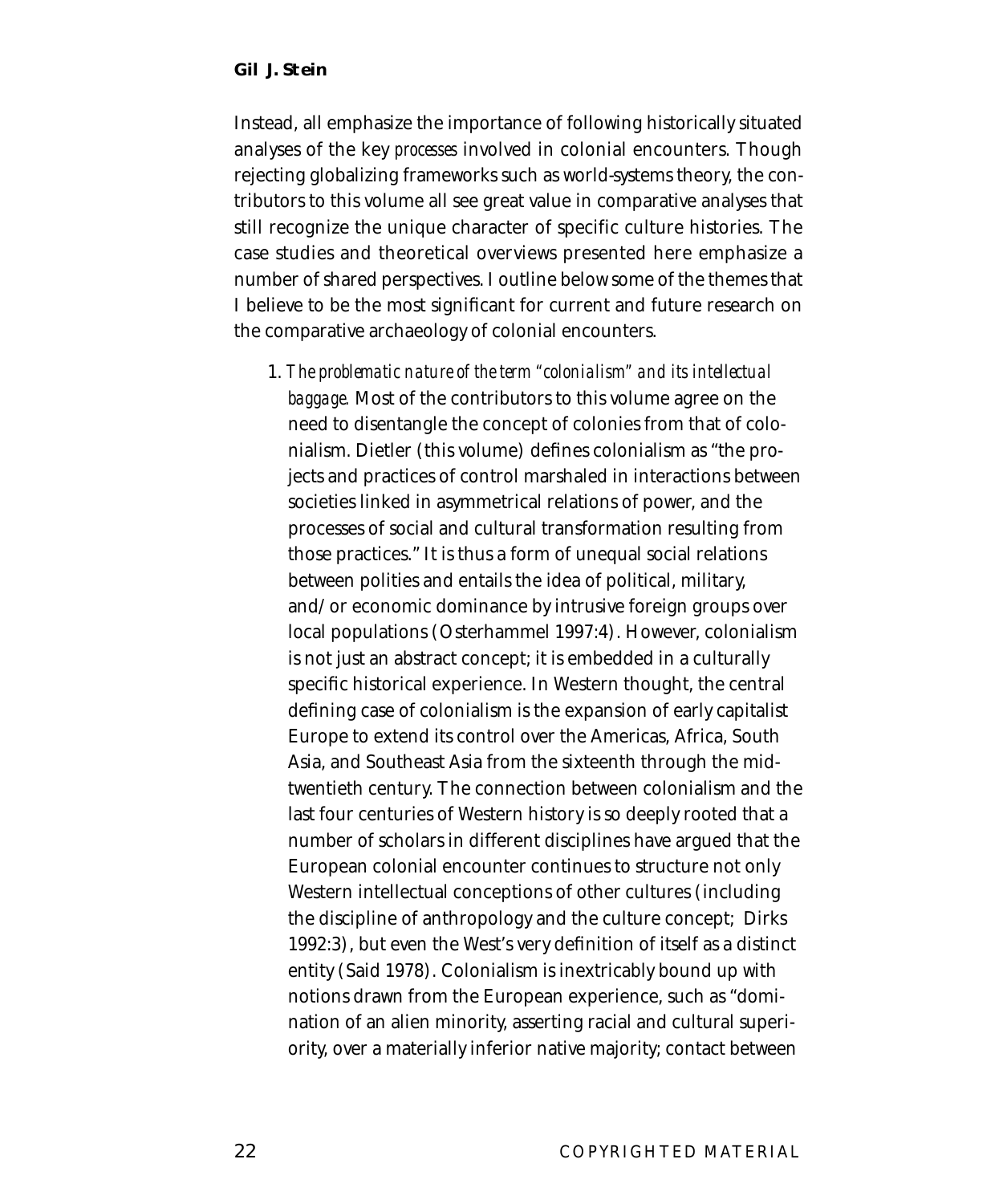Instead, all emphasize the importance of following historically situated analyses of the key *processes* involved in colonial encounters. Though rejecting globalizing frameworks such as world-systems theory, the contributors to this volume all see great value in comparative analyses that still recognize the unique character of specific culture histories. The case studies and theoretical overviews presented here emphasize a number of shared perspectives. I outline below some of the themes that I believe to be the most significant for current and future research on the comparative archaeology of colonial encounters.

1. *The problematic nature of the term "colonialism" and its intellectual baggage.* Most of the contributors to this volume agree on the need to disentangle the concept of colonies from that of colonialism. Dietler (this volume) defines colonialism as "the projects and practices of control marshaled in interactions between societies linked in asymmetrical relations of power, and the processes of social and cultural transformation resulting from those practices." It is thus a form of unequal social relations between polities and entails the idea of political, military, and/or economic dominance by intrusive foreign groups over local populations (Osterhammel 1997:4). However, colonialism is not just an abstract concept; it is embedded in a culturally specific historical experience. In Western thought, the central defining case of colonialism is the expansion of early capitalist Europe to extend its control over the Americas, Africa, South Asia, and Southeast Asia from the sixteenth through the mid-twentieth century. The connection between colonialism and the last four centuries of Western history is so deeply rooted that a number of scholars in different disciplines have argued that the European colonial encounter continues to structure not only Western intellectual conceptions of other cultures (including the discipline of anthropology and the culture concept; Dirks 1992:3), but even the West's very definition of itself as a distinct entity (Said 1978). Colonialism is inextricably bound up with notions drawn from the European experience, such as "domination of an alien minority, asserting racial and cultural superiority, over a materially inferior native majority; contact between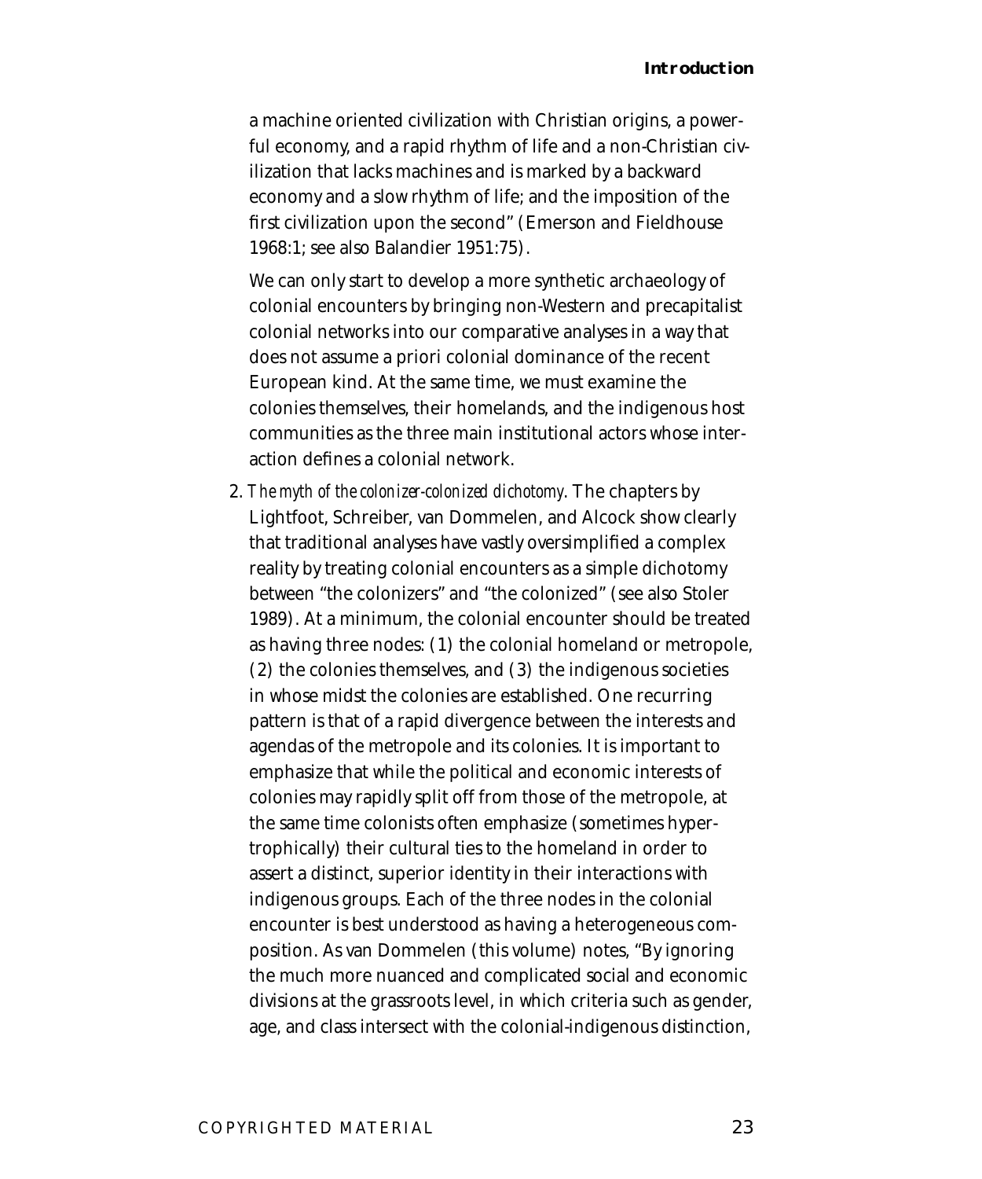a machine oriented civilization with Christian origins, a powerful economy, and a rapid rhythm of life and a non-Christian civilization that lacks machines and is marked by a backward economy and a slow rhythm of life; and the imposition of the first civilization upon the second" (Emerson and Fieldhouse 1968:1; see also Balandier 1951:75).

We can only start to develop a more synthetic archaeology of colonial encounters by bringing non-Western and precapitalist colonial networks into our comparative analyses in a way that does not assume a priori colonial dominance of the recent European kind. At the same time, we must examine the colonies themselves, their homelands, and the indigenous host communities as the three main institutional actors whose interaction defines a colonial network.

2. *The myth of the colonizer-colonized dichotomy*. The chapters by Lightfoot, Schreiber, van Dommelen, and Alcock show clearly that traditional analyses have vastly oversimplified a complex reality by treating colonial encounters as a simple dichotomy between "the colonizers" and "the colonized" (see also Stoler 1989). At a minimum, the colonial encounter should be treated as having three nodes: (1) the colonial homeland or metropole, (2) the colonies themselves, and (3) the indigenous societies in whose midst the colonies are established. One recurring pattern is that of a rapid divergence between the interests and agendas of the metropole and its colonies. It is important to emphasize that while the political and economic interests of colonies may rapidly split off from those of the metropole, at the same time colonists often emphasize (sometimes hypertrophically) their cultural ties to the homeland in order to assert a distinct, superior identity in their interactions with indigenous groups. Each of the three nodes in the colonial encounter is best understood as having a heterogeneous composition. As van Dommelen (this volume) notes, "By ignoring the much more nuanced and complicated social and economic divisions at the grassroots level, in which criteria such as gender, age, and class intersect with the colonial-indigenous distinction,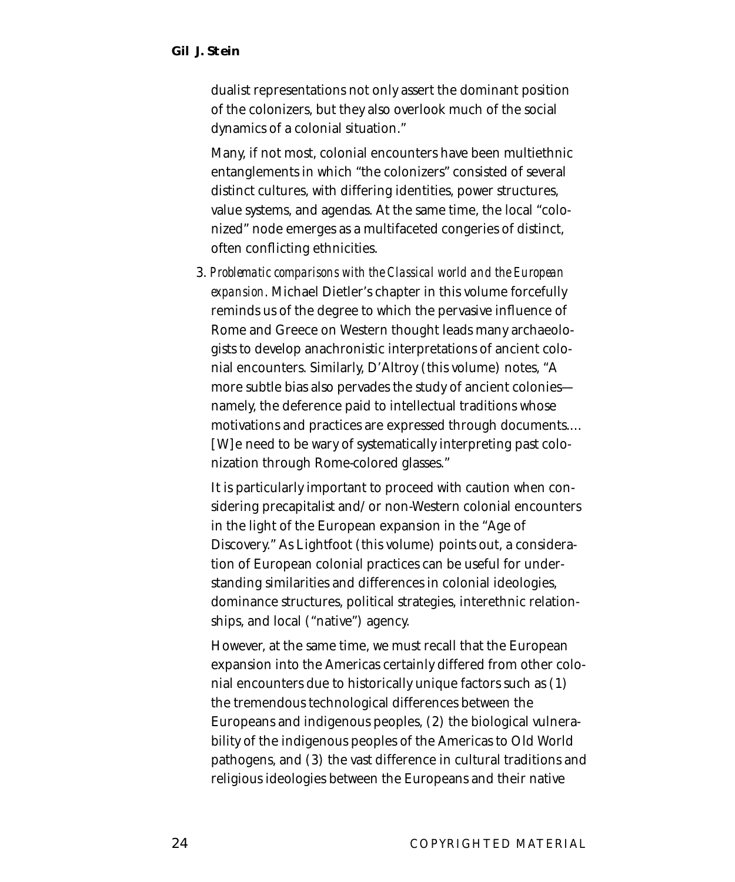dualist representations not only assert the dominant position of the colonizers, but they also overlook much of the social dynamics of a colonial situation."

Many, if not most, colonial encounters have been multiethnic entanglements in which "the colonizers" consisted of several distinct cultures, with differing identities, power structures, value systems, and agendas. At the same time, the local "colonized" node emerges as a multifaceted congeries of distinct, often conflicting ethnicities.

3. *Problematic comparisons with the Classical world and the European expansion*. Michael Dietler's chapter in this volume forcefully reminds us of the degree to which the pervasive influence of Rome and Greece on Western thought leads many archaeologists to develop anachronistic interpretations of ancient colonial encounters. Similarly, D'Altroy (this volume) notes, "A more subtle bias also pervades the study of ancient colonies—namely, the deference paid to intellectual traditions whose motivations and practices are expressed through documents.... [W]e need to be wary of systematically interpreting past colonization through Rome-colored glasses."

   It is particularly important to proceed with caution when considering precapitalist and/or non-Western colonial encounters in the light of the European expansion in the "Age of Discovery." As Lightfoot (this volume) points out, a consideration of European colonial practices can be useful for understanding similarities and differences in colonial ideologies, dominance structures, political strategies, interethnic relationships, and local ("native") agency.

   However, at the same time, we must recall that the European expansion into the Americas certainly differed from other colonial encounters due to historically unique factors such as (1) the tremendous technological differences between the Europeans and indigenous peoples, (2) the biological vulnerability of the indigenous peoples of the Americas to Old World pathogens, and (3) the vast difference in cultural traditions and religious ideologies between the Europeans and their native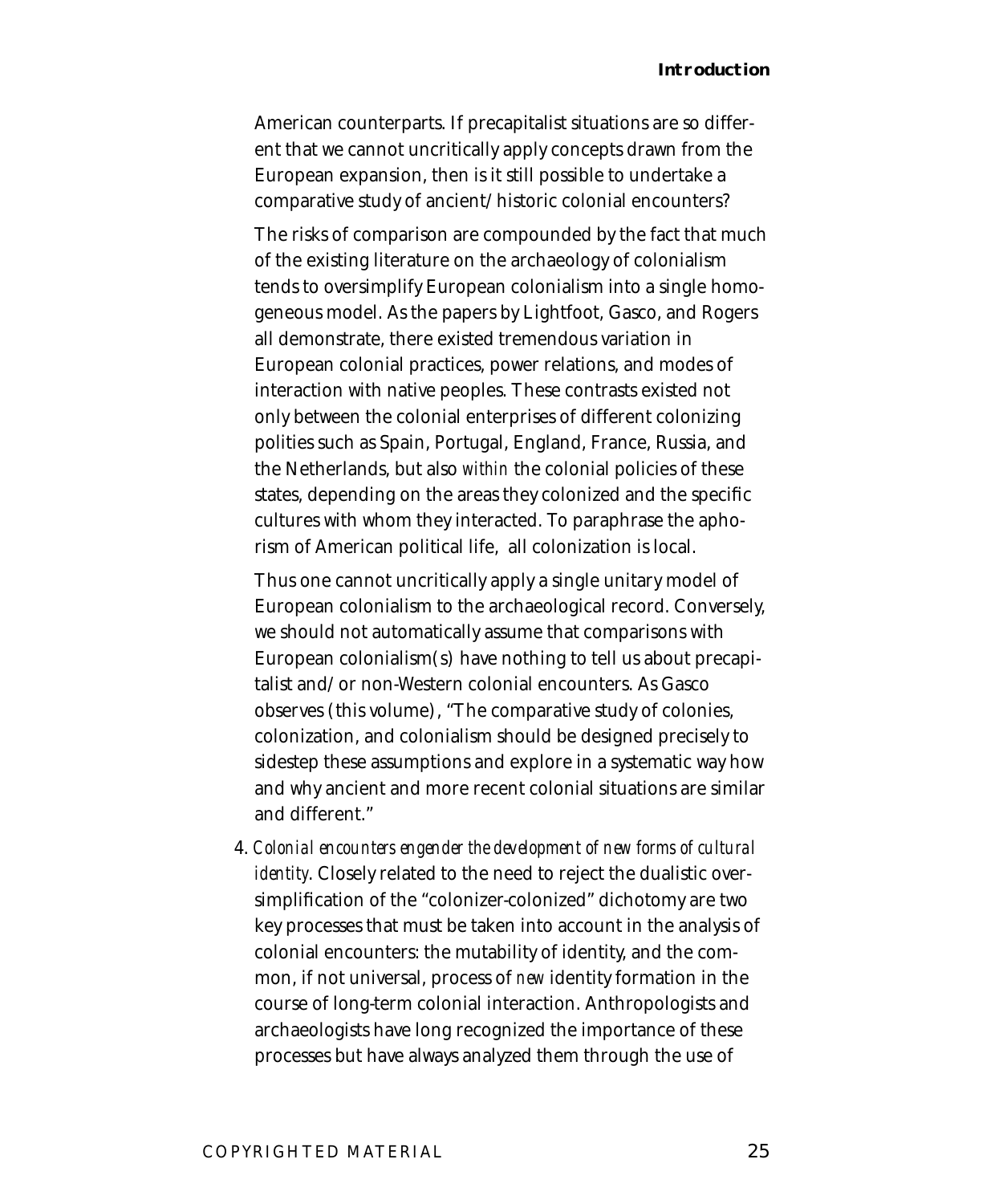American counterparts. If precapitalist situations are so different that we cannot uncritically apply concepts drawn from the European expansion, then is it still possible to undertake a comparative study of ancient/historic colonial encounters?

The risks of comparison are compounded by the fact that much of the existing literature on the archaeology of colonialism tends to oversimplify European colonialism into a single homogeneous model. As the papers by Lightfoot, Gasco, and Rogers all demonstrate, there existed tremendous variation in European colonial practices, power relations, and modes of interaction with native peoples. These contrasts existed not only between the colonial enterprises of different colonizing polities such as Spain, Portugal, England, France, Russia, and the Netherlands, but also *within* the colonial policies of these states, depending on the areas they colonized and the specific cultures with whom they interacted. To paraphrase the aphorism of American political life, all colonization is local.

Thus one cannot uncritically apply a single unitary model of European colonialism to the archaeological record. Conversely, we should not automatically assume that comparisons with European colonialism(s) have nothing to tell us about precapitalist and/or non-Western colonial encounters. As Gasco observes (this volume), "The comparative study of colonies, colonization, and colonialism should be designed precisely to sidestep these assumptions and explore in a systematic way how and why ancient and more recent colonial situations are similar and different."

4. *Colonial encounters engender the development of new forms of cultural identity*. Closely related to the need to reject the dualistic oversimplification of the "colonizer-colonized" dichotomy are two key processes that must be taken into account in the analysis of colonial encounters: the mutability of identity, and the common, if not universal, process of *new* identity formation in the course of long-term colonial interaction. Anthropologists and archaeologists have long recognized the importance of these processes but have always analyzed them through the use of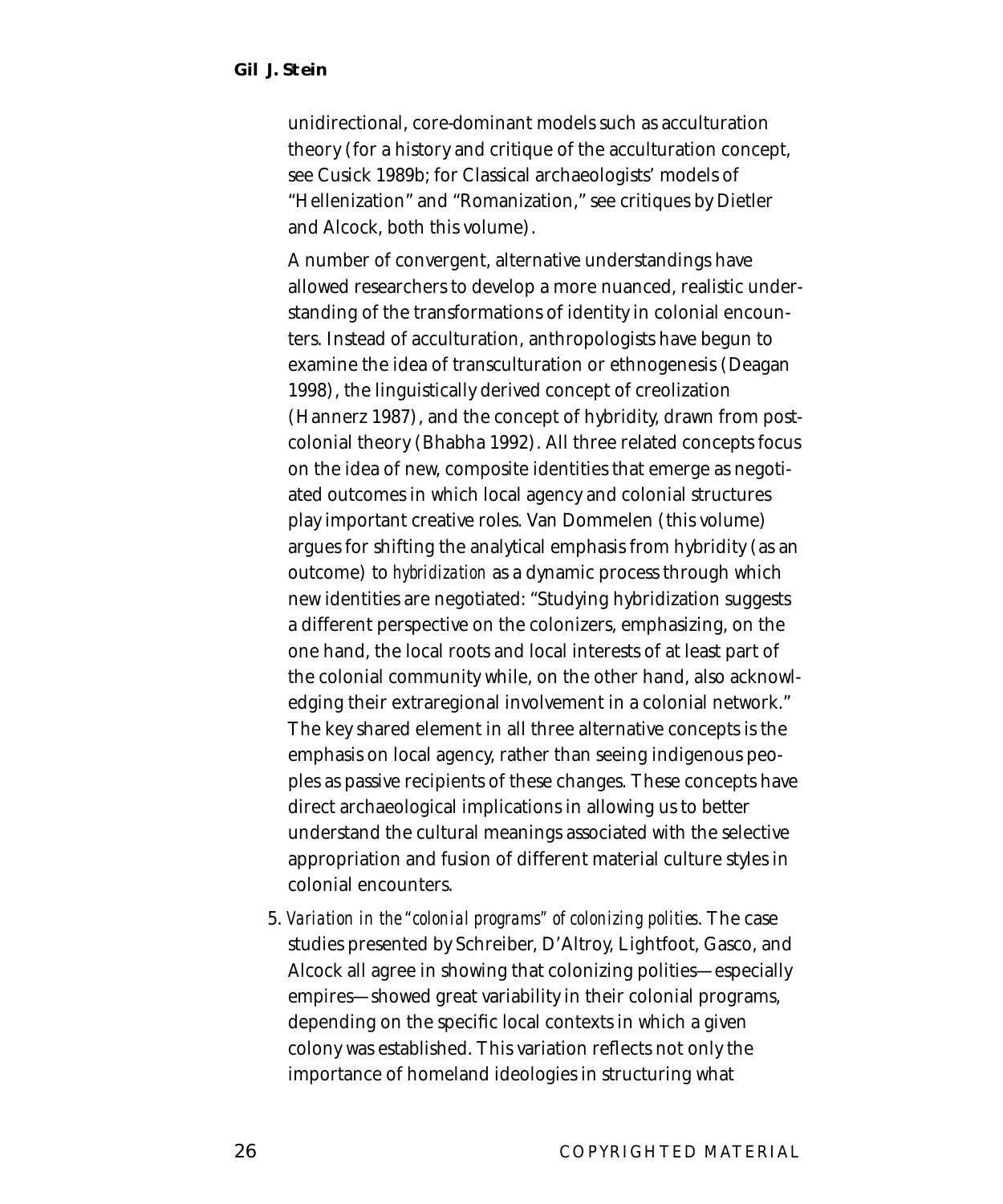unidirectional, core-dominant models such as acculturation theory (for a history and critique of the acculturation concept, see Cusick 1989b; for Classical archaeologists' models of "Hellenization" and "Romanization," see critiques by Dietler and Alcock, both this volume).

A number of convergent, alternative understandings have allowed researchers to develop a more nuanced, realistic understanding of the transformations of identity in colonial encounters. Instead of acculturation, anthropologists have begun to examine the idea of transculturation or ethnogenesis (Deagan 1998), the linguistically derived concept of creolization (Hannerz 1987), and the concept of hybridity, drawn from postcolonial theory (Bhabha 1992). All three related concepts focus on the idea of new, composite identities that emerge as negotiated outcomes in which local agency and colonial structures play important creative roles. Van Dommelen (this volume) argues for shifting the analytical emphasis from hybridity (as an outcome) to *hybridization* as a dynamic process through which new identities are negotiated: "Studying hybridization suggests a different perspective on the colonizers, emphasizing, on the one hand, the local roots and local interests of at least part of the colonial community while, on the other hand, also acknowledging their extraregional involvement in a colonial network." The key shared element in all three alternative concepts is the emphasis on local agency, rather than seeing indigenous peoples as passive recipients of these changes. These concepts have direct archaeological implications in allowing us to better understand the cultural meanings associated with the selective appropriation and fusion of different material culture styles in colonial encounters.

5. *Variation in the "colonial programs" of colonizing polities*. The case studies presented by Schreiber, D'Altroy, Lightfoot, Gasco, and Alcock all agree in showing that colonizing polities—especially empires—showed great variability in their colonial programs, depending on the specific local contexts in which a given colony was established. This variation reflects not only the importance of homeland ideologies in structuring what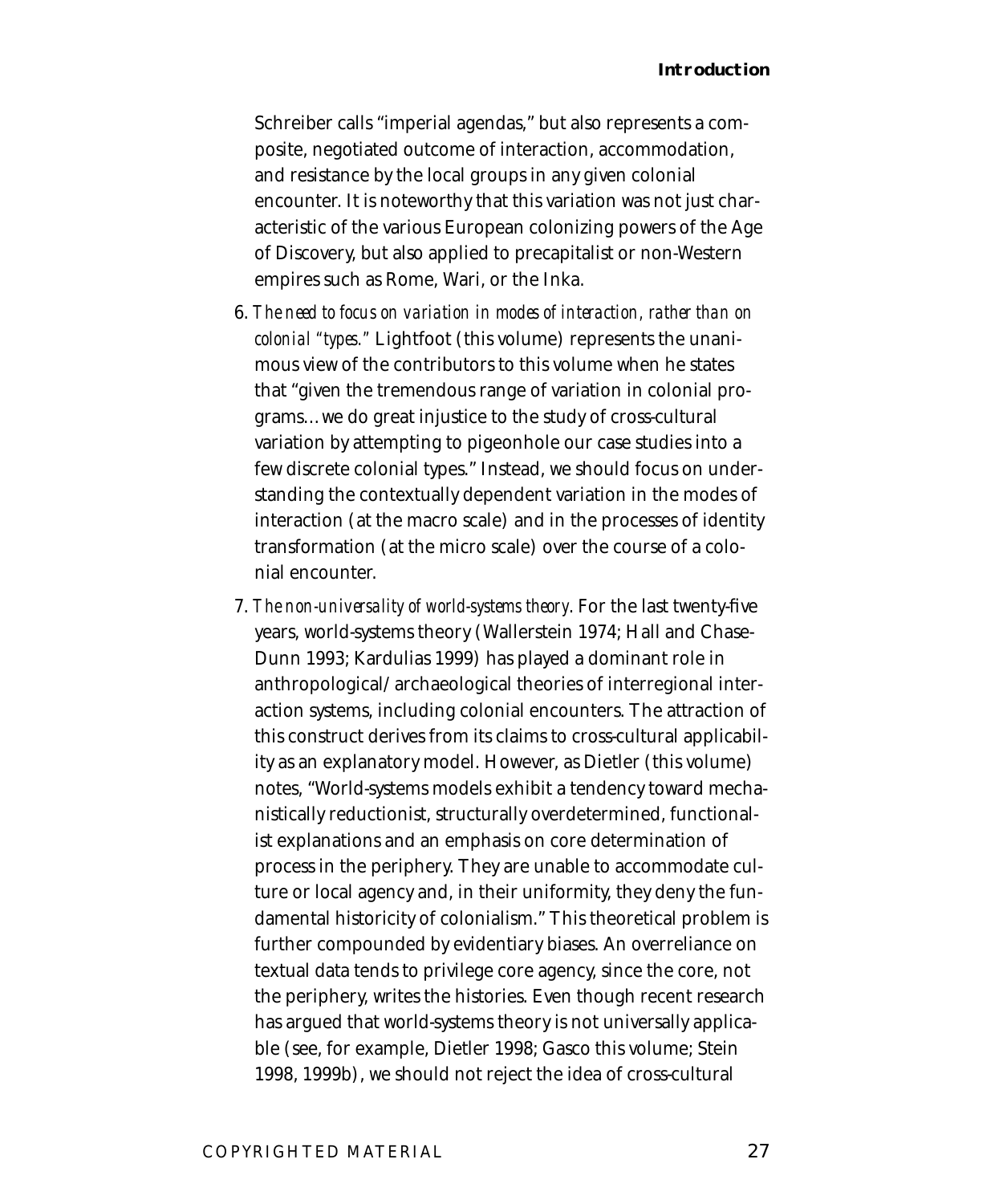Schreiber calls "imperial agendas," but also represents a composite, negotiated outcome of interaction, accommodation, and resistance by the local groups in any given colonial encounter. It is noteworthy that this variation was not just characteristic of the various European colonizing powers of the Age of Discovery, but also applied to precapitalist or non-Western empires such as Rome, Wari, or the Inka.

6. *The need to focus on variation in modes of interaction, rather than on colonial "types."* Lightfoot (this volume) represents the unanimous view of the contributors to this volume when he states that "given the tremendous range of variation in colonial programs…we do great injustice to the study of cross-cultural variation by attempting to pigeonhole our case studies into a few discrete colonial types." Instead, we should focus on understanding the contextually dependent variation in the modes of interaction (at the macro scale) and in the processes of identity transformation (at the micro scale) over the course of a colonial encounter.

7. *The non-universality of world-systems theory*. For the last twenty-five years, world-systems theory (Wallerstein 1974; Hall and Chase-Dunn 1993; Kardulias 1999) has played a dominant role in anthropological/archaeological theories of interregional interaction systems, including colonial encounters. The attraction of this construct derives from its claims to cross-cultural applicability as an explanatory model. However, as Dietler (this volume) notes, "World-systems models exhibit a tendency toward mechanistically reductionist, structurally overdetermined, functionalist explanations and an emphasis on core determination of process in the periphery. They are unable to accommodate culture or local agency and, in their uniformity, they deny the fundamental historicity of colonialism." This theoretical problem is further compounded by evidentiary biases. An overreliance on textual data tends to privilege core agency, since the core, not the periphery, writes the histories. Even though recent research has argued that world-systems theory is not universally applicable (see, for example, Dietler 1998; Gasco this volume; Stein 1998, 1999b), we should not reject the idea of cross-cultural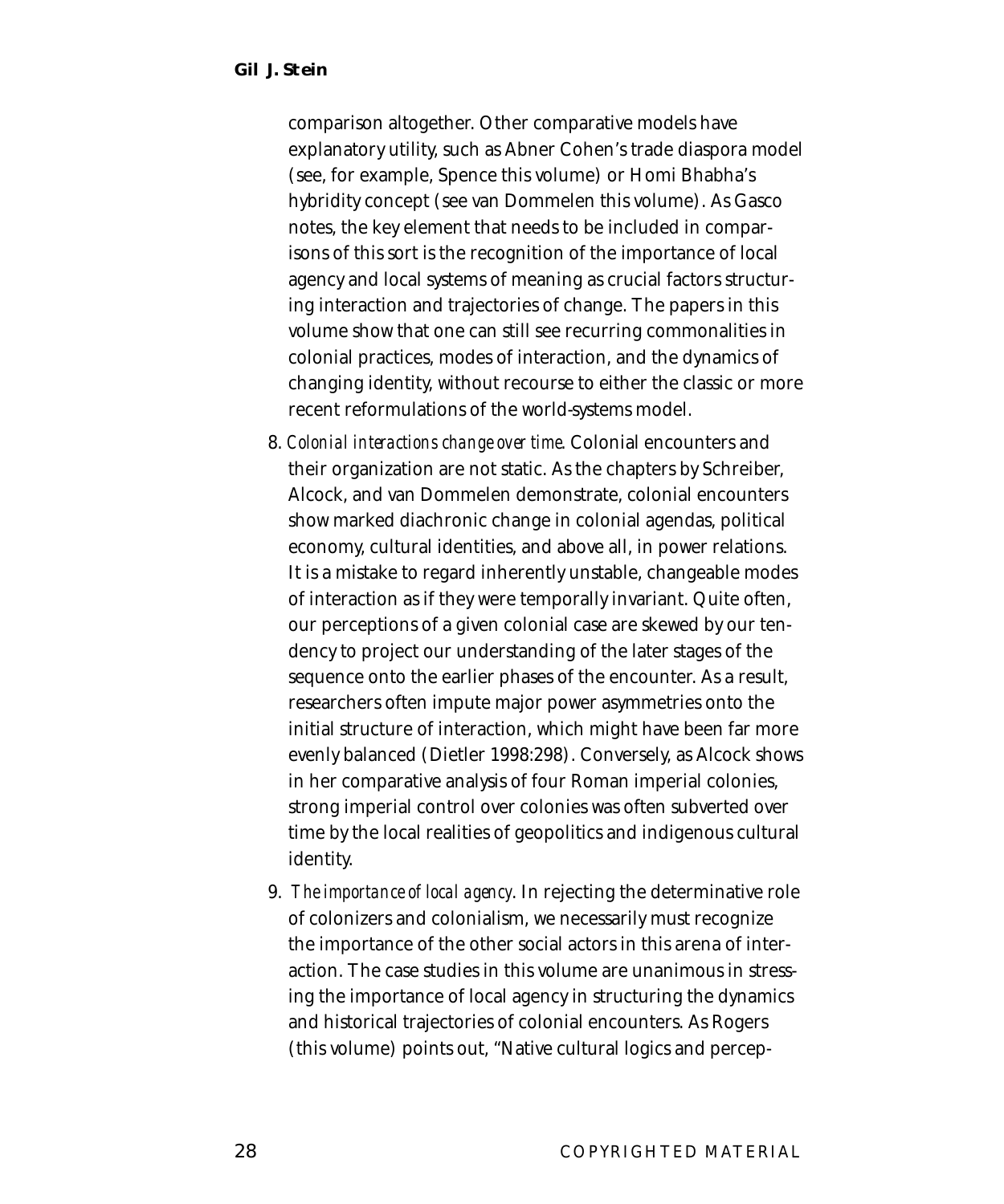comparison altogether. Other comparative models have explanatory utility, such as Abner Cohen's trade diaspora model (see, for example, Spence this volume) or Homi Bhabha's hybridity concept (see van Dommelen this volume). As Gasco notes, the key element that needs to be included in comparisons of this sort is the recognition of the importance of local agency and local systems of meaning as crucial factors structuring interaction and trajectories of change. The papers in this volume show that one can still see recurring commonalities in colonial practices, modes of interaction, and the dynamics of changing identity, without recourse to either the classic or more recent reformulations of the world-systems model.

8. *Colonial interactions change over time*. Colonial encounters and their organization are not static. As the chapters by Schreiber, Alcock, and van Dommelen demonstrate, colonial encounters show marked diachronic change in colonial agendas, political economy, cultural identities, and above all, in power relations. It is a mistake to regard inherently unstable, changeable modes of interaction as if they were temporally invariant. Quite often, our perceptions of a given colonial case are skewed by our tendency to project our understanding of the later stages of the sequence onto the earlier phases of the encounter. As a result, researchers often impute major power asymmetries onto the initial structure of interaction, which might have been far more evenly balanced (Dietler 1998:298). Conversely, as Alcock shows in her comparative analysis of four Roman imperial colonies, strong imperial control over colonies was often subverted over time by the local realities of geopolitics and indigenous cultural identity.

9. *The importance of local agency*. In rejecting the determinative role of colonizers and colonialism, we necessarily must recognize the importance of the other social actors in this arena of interaction. The case studies in this volume are unanimous in stressing the importance of local agency in structuring the dynamics and historical trajectories of colonial encounters. As Rogers (this volume) points out, "Native cultural logics and percep-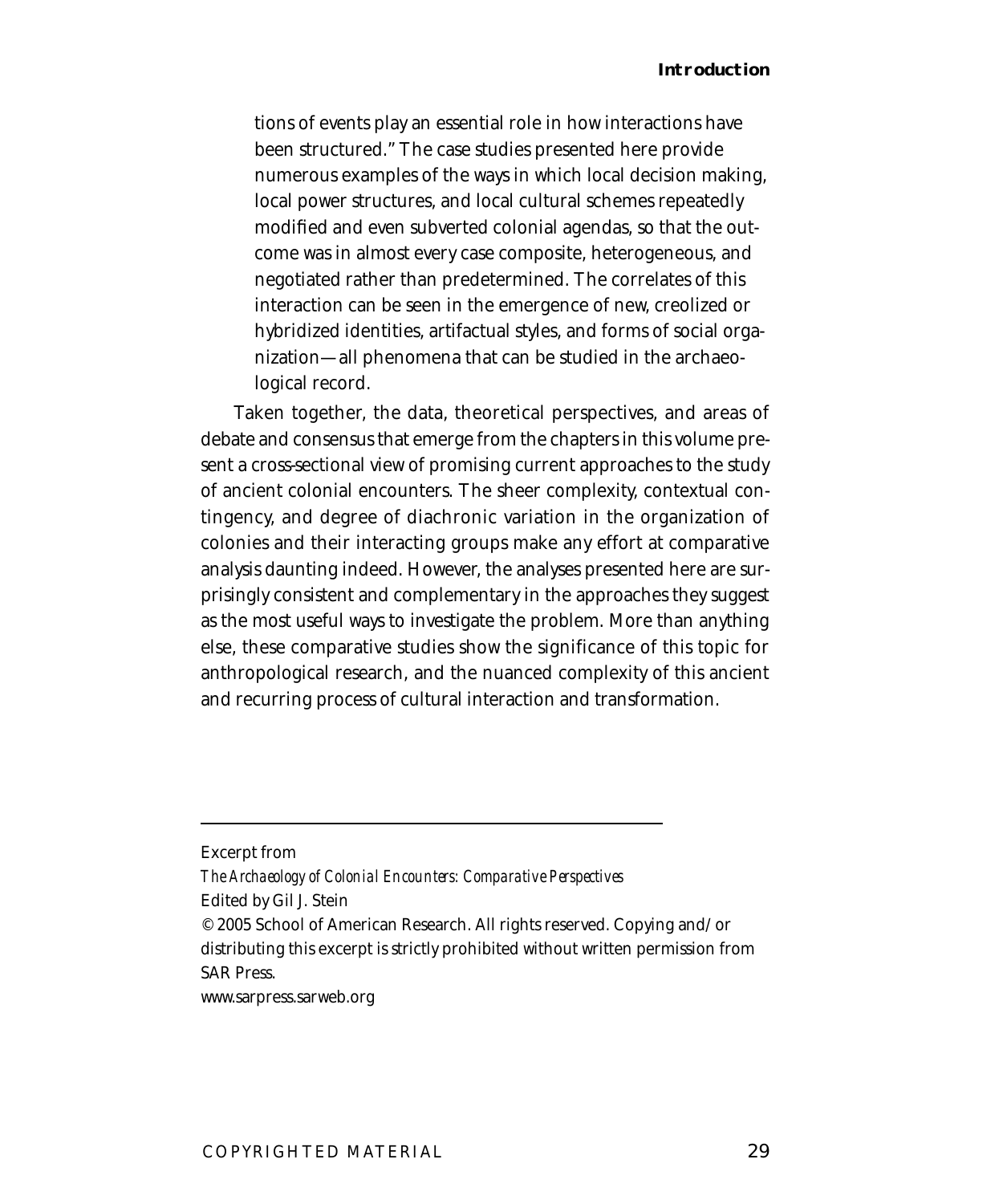tions of events play an essential role in how interactions have been structured." The case studies presented here provide numerous examples of the ways in which local decision making, local power structures, and local cultural schemes repeatedly modified and even subverted colonial agendas, so that the outcome was in almost every case composite, heterogeneous, and negotiated rather than predetermined. The correlates of this interaction can be seen in the emergence of new, creolized or hybridized identities, artifactual styles, and forms of social organization—all phenomena that can be studied in the archaeological record.

Taken together, the data, theoretical perspectives, and areas of debate and consensus that emerge from the chapters in this volume present a cross-sectional view of promising current approaches to the study of ancient colonial encounters. The sheer complexity, contextual contingency, and degree of diachronic variation in the organization of colonies and their interacting groups make any effort at comparative analysis daunting indeed. However, the analyses presented here are surprisingly consistent and complementary in the approaches they suggest as the most useful ways to investigate the problem. More than anything else, these comparative studies show the significance of this topic for anthropological research, and the nuanced complexity of this ancient and recurring process of cultural interaction and transformation.

---

Excerpt from
*The Archaeology of Colonial Encounters: Comparative Perspectives*
Edited by Gil J. Stein
© 2005 School of American Research. All rights reserved. Copying and/or distributing this excerpt is strictly prohibited without written permission from SAR Press.
www.sarpress.sarweb.org